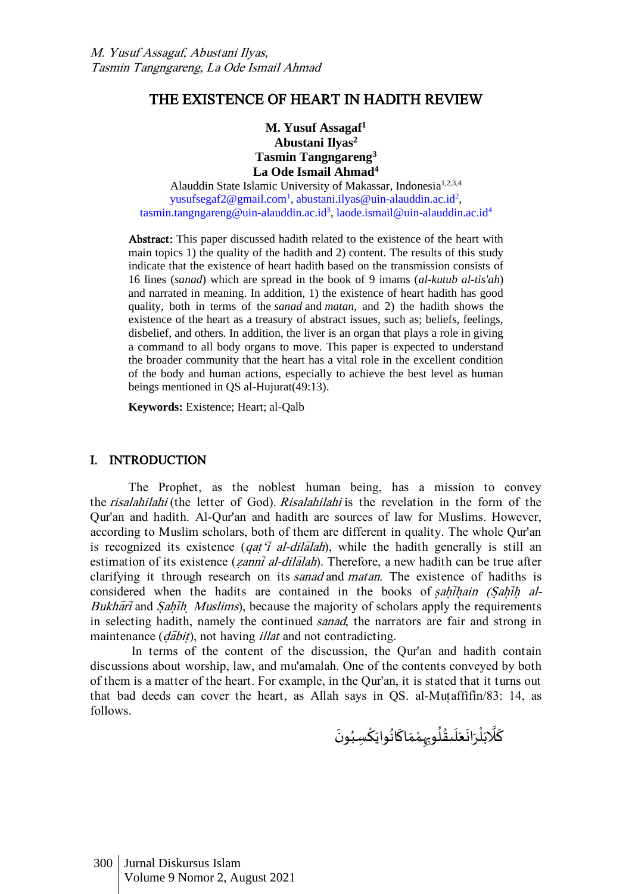# THE EXISTENCE OF HEART IN HADITH REVIEW

**M. Yusuf Assagaf**[1]
**Abustani Ilyas**[2]
**Tasmin Tangngareng**[3]
**La Ode Ismail Ahmad**[4]

Alauddin State Islamic University of Makassar, Indonesia[1,2,3,4]
yusufsegaf2@gmail.com[1], abustani.ilyas@uin-alauddin.ac.id[2], tasmin.tangngareng@uin-alauddin.ac.id[3], laode.ismail@uin-alauddin.ac.id[4]

**Abstract:** This paper discussed hadith related to the existence of the heart with main topics 1) the quality of the hadith and 2) content. The results of this study indicate that the existence of heart hadith based on the transmission consists of 16 lines (*sanad*) which are spread in the book of 9 imams (*al-kutub al-tis'ah*) and narrated in meaning. In addition, 1) the existence of heart hadith has good quality, both in terms of the *sanad* and *matan*, and 2) the hadith shows the existence of the heart as a treasury of abstract issues, such as; beliefs, feelings, disbelief, and others. In addition, the liver is an organ that plays a role in giving a command to all body organs to move. This paper is expected to understand the broader community that the heart has a vital role in the excellent condition of the body and human actions, especially to achieve the best level as human beings mentioned in QS al-Hujurat(49:13).

**Keywords:** Existence; Heart; al-Qalb

## I. INTRODUCTION

The Prophet, as the noblest human being, has a mission to convey the *risalahilahi* (the letter of God). *Risalahilahi* is the revelation in the form of the Qur'an and hadith. Al-Qur'an and hadith are sources of law for Muslims. However, according to Muslim scholars, both of them are different in quality. The whole Qur'an is recognized its existence (*qaṭ'ī al-dilālah*), while the hadith generally is still an estimation of its existence (*ẓannī al-dilālah*). Therefore, a new hadith can be true after clarifying it through research on its *sanad* and *matan*. The existence of hadiths is considered when the hadits are contained in the books of *ṣaḥīḥain (Ṣaḥīḥ al-Bukhārī* and *Ṣaḥīḥ Muslims*), because the majority of scholars apply the requirements in selecting hadith, namely the continued *sanad*, the narrators are fair and strong in maintenance (*ḍābiṭ*), not having *illat* and not contradicting.

In terms of the content of the discussion, the Qur'an and hadith contain discussions about worship, law, and mu'amalah. One of the contents conveyed by both of them is a matter of the heart. For example, in the Qur'an, it is stated that it turns out that bad deeds can cover the heart, as Allah says in QS. al-Muṭaffifin/83: 14, as follows.

كَلَّا بَلْ رَانَ عَلَىٰ قُلُوبِهِم مَّا كَانُوا يَكْسِبُونَ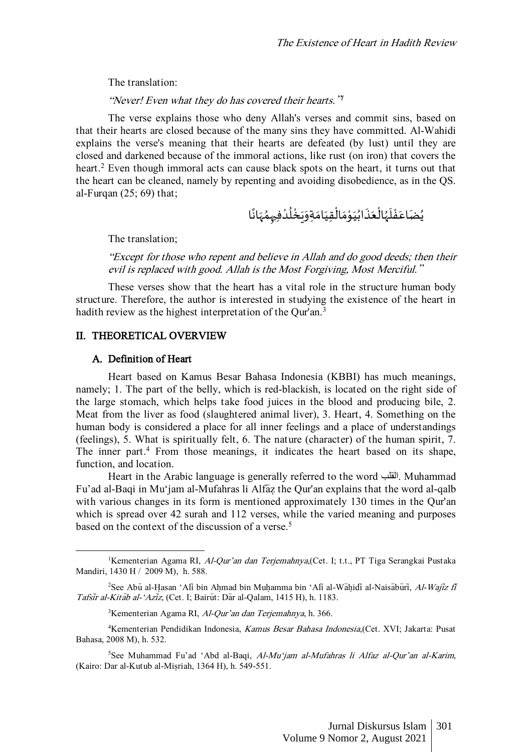The translation:

*"Never! Even what they do has covered their hearts."*[1]

The verse explains those who deny Allah's verses and commit sins, based on that their hearts are closed because of the many sins they have committed. Al-Wahidi explains the verse's meaning that their hearts are defeated (by lust) until they are closed and darkened because of the immoral actions, like rust (on iron) that covers the heart.[2] Even though immoral acts can cause black spots on the heart, it turns out that the heart can be cleaned, namely by repenting and avoiding disobedience, as in the QS. al-Furqan (25; 69) that;

يُضَاعَفْلَهُالْعَذَابُيَوْمَالْقِيَامَةِوَيَخْلُدْفِيهِمُهَانًا

The translation;

*"Except for those who repent and believe in Allah and do good deeds; then their evil is replaced with good. Allah is the Most Forgiving, Most Merciful."*

These verses show that the heart has a vital role in the structure human body structure. Therefore, the author is interested in studying the existence of the heart in hadith review as the highest interpretation of the Qur'an.[3]

## II. THEORETICAL OVERVIEW

### A. Definition of Heart

Heart based on Kamus Besar Bahasa Indonesia (KBBI) has much meanings, namely; 1. The part of the belly, which is red-blackish, is located on the right side of the large stomach, which helps take food juices in the blood and producing bile, 2. Meat from the liver as food (slaughtered animal liver), 3. Heart, 4. Something on the human body is considered a place for all inner feelings and a place of understandings (feelings), 5. What is spiritually felt, 6. The nature (character) of the human spirit, 7. The inner part.[4] From those meanings, it indicates the heart based on its shape, function, and location.

Heart in the Arabic language is generally referred to the word القلب. Muhammad Fu'ad al-Baqi in Mu'jam al-Mufahras li Alfaẓ the Qur'an explains that the word al-qalb with various changes in its form is mentioned approximately 130 times in the Qur'an which is spread over 42 surah and 112 verses, while the varied meaning and purposes based on the context of the discussion of a verse.[5]

---

[1]Kementerian Agama RI, *Al-Qur'an dan Terjemahnya*,(Cet. I; t.t., PT Tiga Serangkai Pustaka Mandiri, 1430 H / 2009 M), h. 588.

[2]See Abū al-Ḥasan 'Alī bin Aḥmad bin Muḥamma bin 'Alī al-Wāḥidī al-Naisābūrī, *Al-Wajīz fī Tafsīr al-Kitāb al-'Azīz*, (Cet. I; Bairūt: Dār al-Qalam, 1415 H), h. 1183.

[3]Kementerian Agama RI, *Al-Qur'an dan Terjemahnya*, h. 366.

[4]Kementerian Pendidikan Indonesia, *Kamus Besar Bahasa Indonesia*,(Cet. XVI; Jakarta: Pusat Bahasa, 2008 M), h. 532.

[5]See Muhammad Fu'ad 'Abd al-Baqi, *Al-Mu'jam al-Mufahras li Alfaz al-Qur'an al-Karim*, (Kairo: Dar al-Kutub al-Miṣriah, 1364 H), h. 549-551.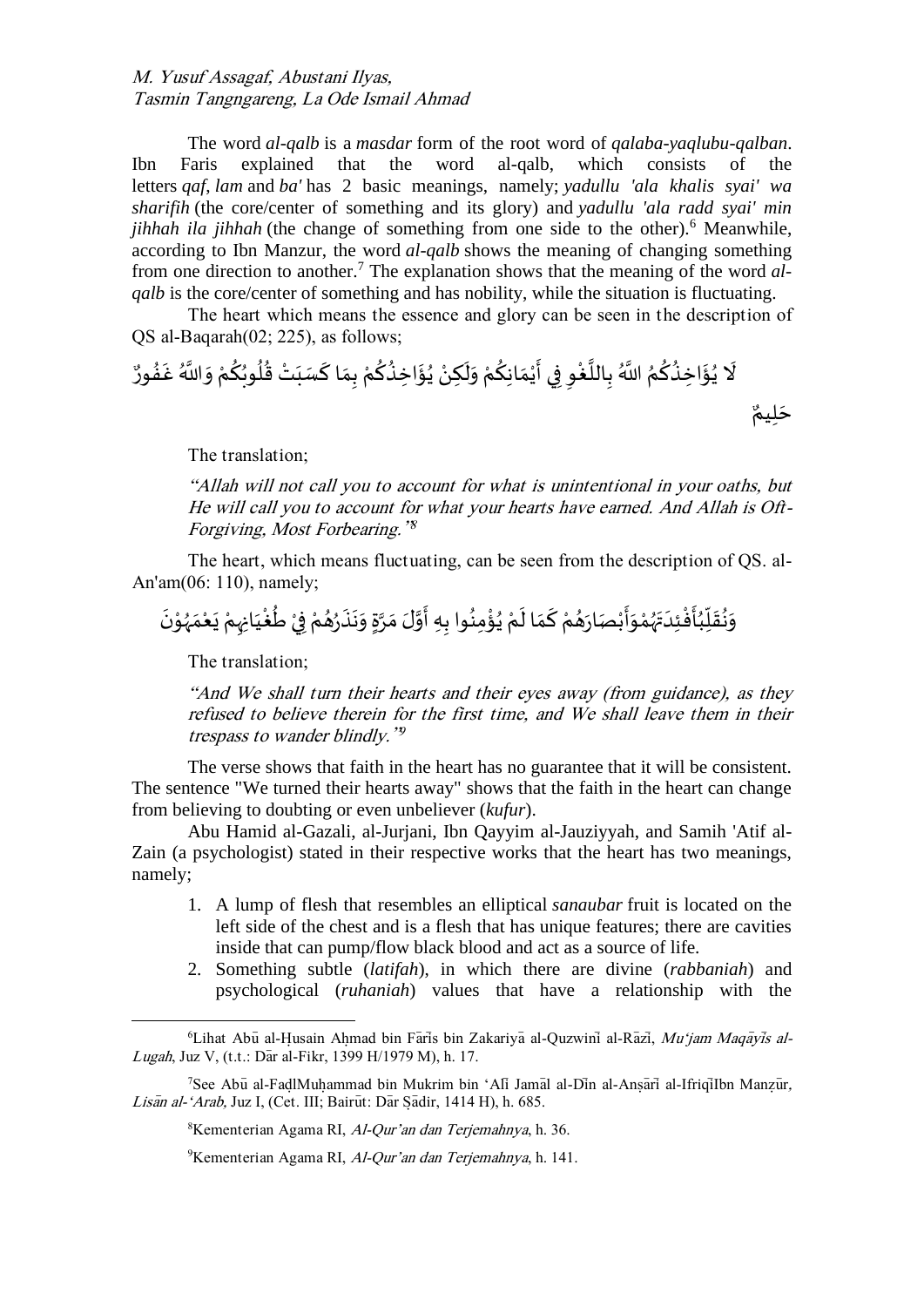The word *al-qalb* is a *masdar* form of the root word of *qalaba-yaqlubu-qalban*. Ibn Faris explained that the word al-qalb, which consists of the letters *qaf*, *lam* and *ba'* has 2 basic meanings, namely; *yadullu 'ala khalis syai' wa sharifih* (the core/center of something and its glory) and *yadullu 'ala radd syai' min jihhah ila jihhah* (the change of something from one side to the other).[6] Meanwhile, according to Ibn Manzur, the word *al-qalb* shows the meaning of changing something from one direction to another.[7] The explanation shows that the meaning of the word *al-qalb* is the core/center of something and has nobility, while the situation is fluctuating.

The heart which means the essence and glory can be seen in the description of QS al-Baqarah(02; 225), as follows;

لَا يُؤَاخِذُكُمُ اللَّهُ بِاللَّغْوِ فِي أَيْمَانِكُمْ وَلَكِنْ يُؤَاخِذُكُمْ بِمَا كَسَبَتْ قُلُوبُكُمْ وَاللَّهُ غَفُورٌ حَلِيمٌ

The translation;

> *"Allah will not call you to account for what is unintentional in your oaths, but He will call you to account for what your hearts have earned. And Allah is Oft-Forgiving, Most Forbearing."*[8]

The heart, which means fluctuating, can be seen from the description of QS. al-An'am(06: 110), namely;

وَنُقَلِّبُأَفْئِدَتَهُمْوَأَبْصَارَهُمْ كَمَا لَمْ يُؤْمِنُوا بِهِ أَوَّلَ مَرَّةٍ وَنَذَرُهُمْ فِيْ طُغْيَانِهِمْ يَعْمَهُوْنَ

The translation;

> *"And We shall turn their hearts and their eyes away (from guidance), as they refused to believe therein for the first time, and We shall leave them in their trespass to wander blindly."*[9]

The verse shows that faith in the heart has no guarantee that it will be consistent. The sentence "We turned their hearts away" shows that the faith in the heart can change from believing to doubting or even unbeliever (*kufur*).

Abu Hamid al-Gazali, al-Jurjani, Ibn Qayyim al-Jauziyyah, and Samih 'Atif al-Zain (a psychologist) stated in their respective works that the heart has two meanings, namely;

1. A lump of flesh that resembles an elliptical *sanaubar* fruit is located on the left side of the chest and is a flesh that has unique features; there are cavities inside that can pump/flow black blood and act as a source of life.
2. Something subtle (*latifah*), in which there are divine (*rabbaniah*) and psychological (*ruhaniah*) values that have a relationship with the

---

[6]Lihat Abū al-Ḥusain Aḥmad bin Fāris bin Zakariyā al-Quzwinī al-Rāzī, *Mu'jam Maqāyīs al-Lugah*, Juz V, (t.t.: Dār al-Fikr, 1399 H/1979 M), h. 17.

[7]See Abū al-FaḍlMuḥammad bin Mukrim bin 'Alī Jamāl al-Dīn al-Anṣārī al-IfriqīIbn Manẓūr, *Lisān al-'Arab*, Juz I, (Cet. III; Bairūt: Dār Ṣādir, 1414 H), h. 685.

[8]Kementerian Agama RI, *Al-Qur'an dan Terjemahnya*, h. 36.

[9]Kementerian Agama RI, *Al-Qur'an dan Terjemahnya*, h. 141.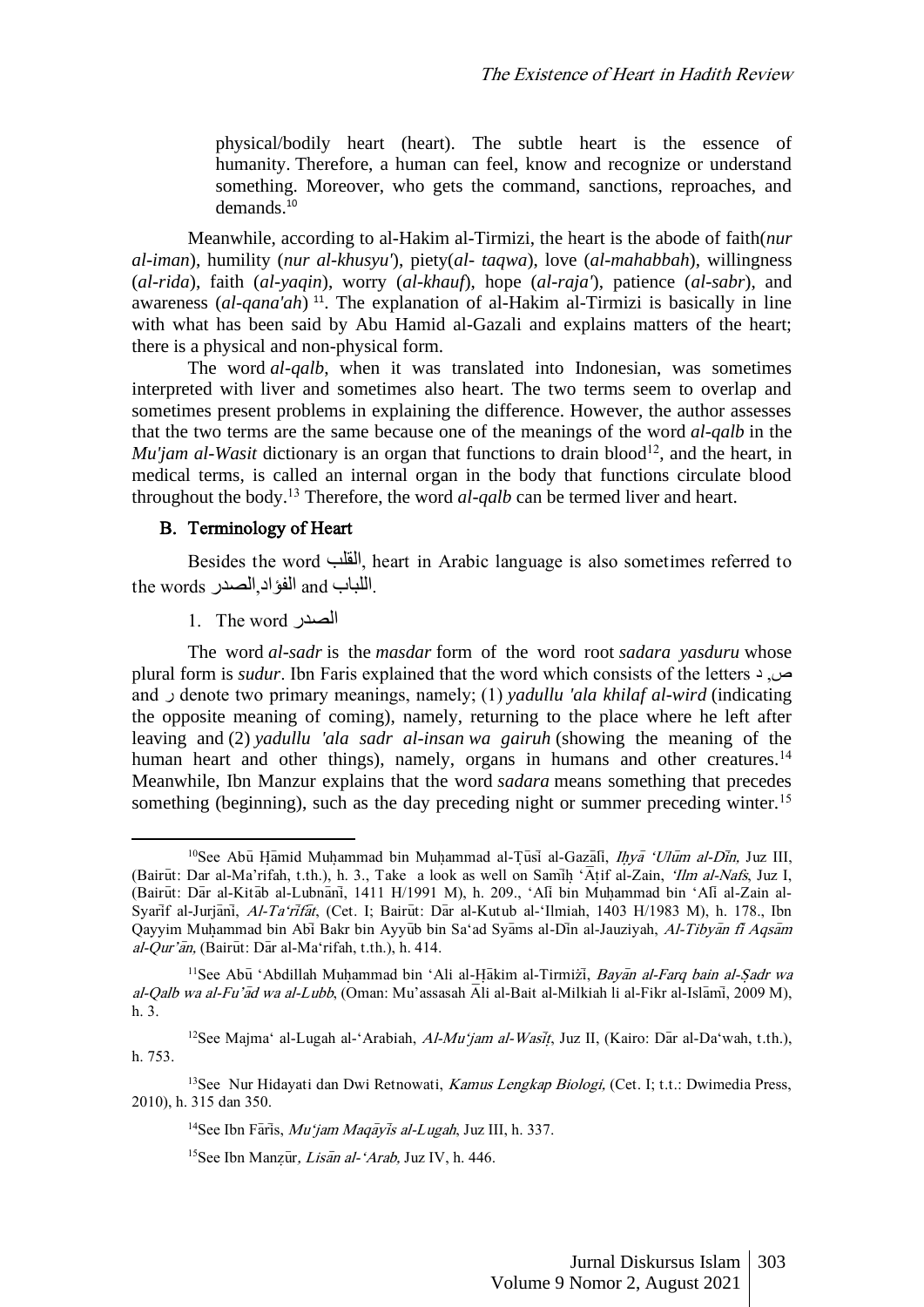physical/bodily heart (heart). The subtle heart is the essence of humanity. Therefore, a human can feel, know and recognize or understand something. Moreover, who gets the command, sanctions, reproaches, and demands.[10]

Meanwhile, according to al-Hakim al-Tirmizi, the heart is the abode of faith(*nur al-iman*), humility (*nur al-khusyu'*), piety(*al- taqwa*), love (*al-mahabbah*), willingness (*al-rida*), faith (*al-yaqin*), worry (*al-khauf*), hope (*al-raja'*), patience (*al-sabr*), and awareness (*al-qana'ah*) [11]. The explanation of al-Hakim al-Tirmizi is basically in line with what has been said by Abu Hamid al-Gazali and explains matters of the heart; there is a physical and non-physical form.

The word *al-qalb*, when it was translated into Indonesian, was sometimes interpreted with liver and sometimes also heart. The two terms seem to overlap and sometimes present problems in explaining the difference. However, the author assesses that the two terms are the same because one of the meanings of the word *al-qalb* in the *Mu'jam al-Wasit* dictionary is an organ that functions to drain blood[12], and the heart, in medical terms, is called an internal organ in the body that functions circulate blood throughout the body.[13] Therefore, the word *al-qalb* can be termed liver and heart.

## B. Terminology of Heart

Besides the word القلب, heart in Arabic language is also sometimes referred to the words الصدر, الفؤاد and اللباب.

### 1. The word الصدر

The word *al-sadr* is the *masdar* form of the word root *sadara yasduru* whose plural form is *sudur*. Ibn Faris explained that the word which consists of the letters ص, د and ر denote two primary meanings, namely; (1) *yadullu 'ala khilaf al-wird* (indicating the opposite meaning of coming), namely, returning to the place where he left after leaving and (2) *yadullu 'ala sadr al-insan wa gairuh* (showing the meaning of the human heart and other things), namely, organs in humans and other creatures.[14] Meanwhile, Ibn Manzur explains that the word *sadara* means something that precedes something (beginning), such as the day preceding night or summer preceding winter.[15]

---

[10]See Abū Ḥāmid Muḥammad bin Muḥammad al-Ṭūsī al-Gazālī, *Iḥyā 'Ulūm al-Dīn,* Juz III, (Bairūt: Dar al-Ma'rifah, t.th.), h. 3., Take a look as well on Samīḥ 'Āṭif al-Zain, *'Ilm al-Nafs*, Juz I, (Bairūt: Dār al-Kitāb al-Lubnānī, 1411 H/1991 M), h. 209., 'Alī bin Muḥammad bin 'Alī al-Zain al-Syarīf al-Jurjānī, *Al-Ta'rīfāt*, (Cet. I; Bairūt: Dār al-Kutub al-'Ilmiah, 1403 H/1983 M), h. 178., Ibn Qayyim Muḥammad bin Abī Bakr bin Ayyūb bin Sa'ad Syāms al-Dīn al-Jauziyah, *Al-Tibyān fī Aqsām al-Qur'ān,* (Bairūt: Dār al-Ma'rifah, t.th.), h. 414.

[11]See Abū 'Abdillah Muḥammad bin 'Ali al-Ḥākim al-Tirmiżī, *Bayān al-Farq bain al-Ṣadr wa al-Qalb wa al-Fu'ād wa al-Lubb*, (Oman: Mu'assasah Āli al-Bait al-Milkiah li al-Fikr al-Islāmī, 2009 M), h. 3.

[12]See Majma' al-Lugah al-'Arabiah, *Al-Mu'jam al-Wasīṭ*, Juz II, (Kairo: Dār al-Da'wah, t.th.), h. 753.

[13]See Nur Hidayati dan Dwi Retnowati, *Kamus Lengkap Biologi,* (Cet. I; t.t.: Dwimedia Press, 2010), h. 315 dan 350.

[14]See Ibn Fārīs, *Mu'jam Maqāyīs al-Lugah*, Juz III, h. 337.

[15]See Ibn Manẓūr, *Lisān al-'Arab,* Juz IV, h. 446.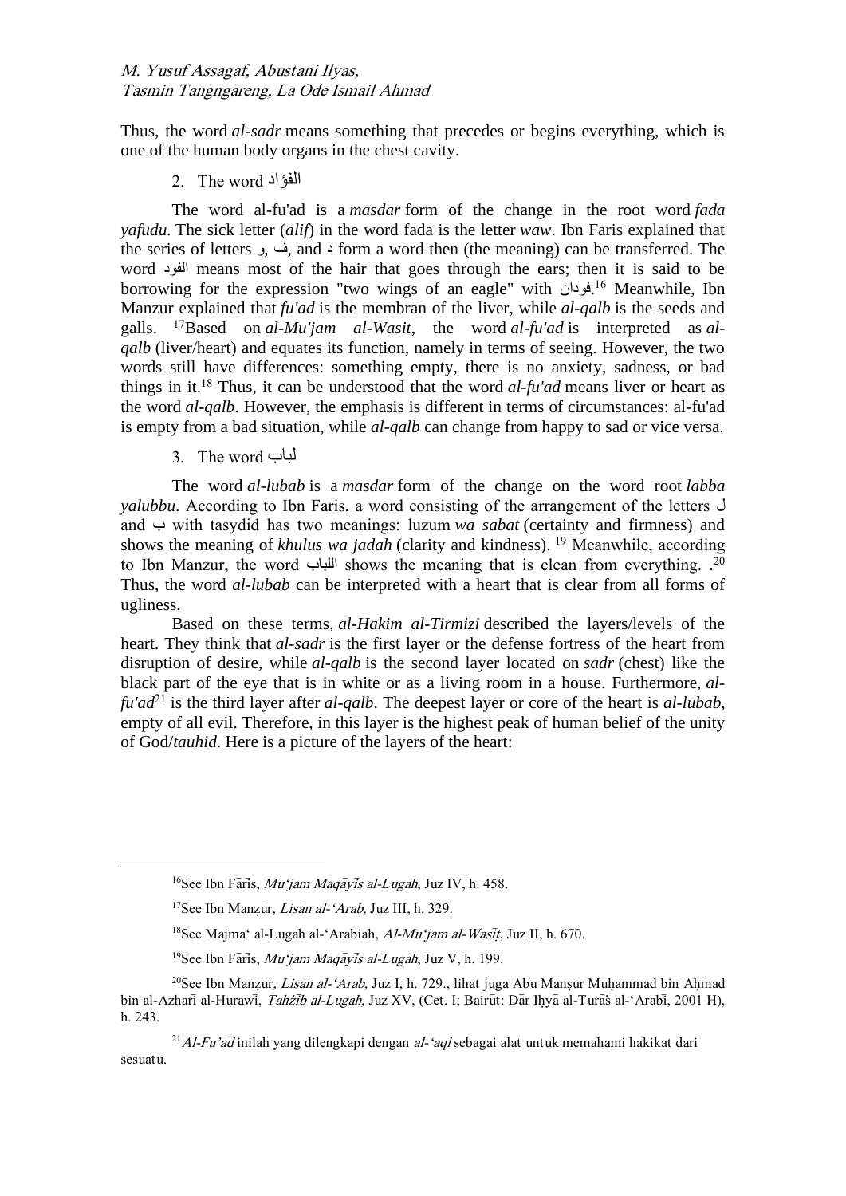Thus, the word *al-sadr* means something that precedes or begins everything, which is one of the human body organs in the chest cavity.

2. The word الفؤاد

The word al-fu'ad is a *masdar* form of the change in the root word *fada yafudu*. The sick letter (*alif*) in the word fada is the letter *waw*. Ibn Faris explained that the series of letters و, ف, and د form a word then (the meaning) can be transferred. The word الفود means most of the hair that goes through the ears; then it is said to be borrowing for the expression "two wings of an eagle" with فودان.[16] Meanwhile, Ibn Manzur explained that *fu'ad* is the membran of the liver, while *al-qalb* is the seeds and galls. [17]Based on *al-Mu'jam al-Wasit*, the word *al-fu'ad* is interpreted as *al-qalb* (liver/heart) and equates its function, namely in terms of seeing. However, the two words still have differences: something empty, there is no anxiety, sadness, or bad things in it.[18] Thus, it can be understood that the word *al-fu'ad* means liver or heart as the word *al-qalb*. However, the emphasis is different in terms of circumstances: al-fu'ad is empty from a bad situation, while *al-qalb* can change from happy to sad or vice versa.

3. The word لباب

The word *al-lubab* is a *masdar* form of the change on the word root *labba yalubbu*. According to Ibn Faris, a word consisting of the arrangement of the letters ل and ب with tasydid has two meanings: luzum *wa sabat* (certainty and firmness) and shows the meaning of *khulus wa jadah* (clarity and kindness). [19] Meanwhile, according to Ibn Manzur, the word اللباب shows the meaning that is clean from everything. .[20] Thus, the word *al-lubab* can be interpreted with a heart that is clear from all forms of ugliness.

Based on these terms, *al-Hakim al-Tirmizi* described the layers/levels of the heart. They think that *al-sadr* is the first layer or the defense fortress of the heart from disruption of desire, while *al-qalb* is the second layer located on *sadr* (chest) like the black part of the eye that is in white or as a living room in a house. Furthermore, *al-fu'ad*[21] is the third layer after *al-qalb*. The deepest layer or core of the heart is *al-lubab*, empty of all evil. Therefore, in this layer is the highest peak of human belief of the unity of God/*tauhid*. Here is a picture of the layers of the heart:

---

[16]See Ibn Fāris, *Mu'jam Maqāyīs al-Lugah*, Juz IV, h. 458.

[17]See Ibn Manẓūr, *Lisān al-'Arab*, Juz III, h. 329.

[18]See Majma' al-Lugah al-'Arabiah, *Al-Mu'jam al-Wasīt*, Juz II, h. 670.

[19]See Ibn Fāris, *Mu'jam Maqāyīs al-Lugah*, Juz V, h. 199.

[20]See Ibn Manẓūr, *Lisān al-'Arab*, Juz I, h. 729., lihat juga Abū Manṣūr Muḥammad bin Aḥmad bin al-Azharī al-Hurawī, *Tahżīb al-Lugah*, Juz XV, (Cet. I; Bairūt: Dār Iḥyā al-Turāṡ al-'Arabī, 2001 H), h. 243.

[21]*Al-Fu'ād* inilah yang dilengkapi dengan *al-'aql* sebagai alat untuk memahami hakikat dari sesuatu.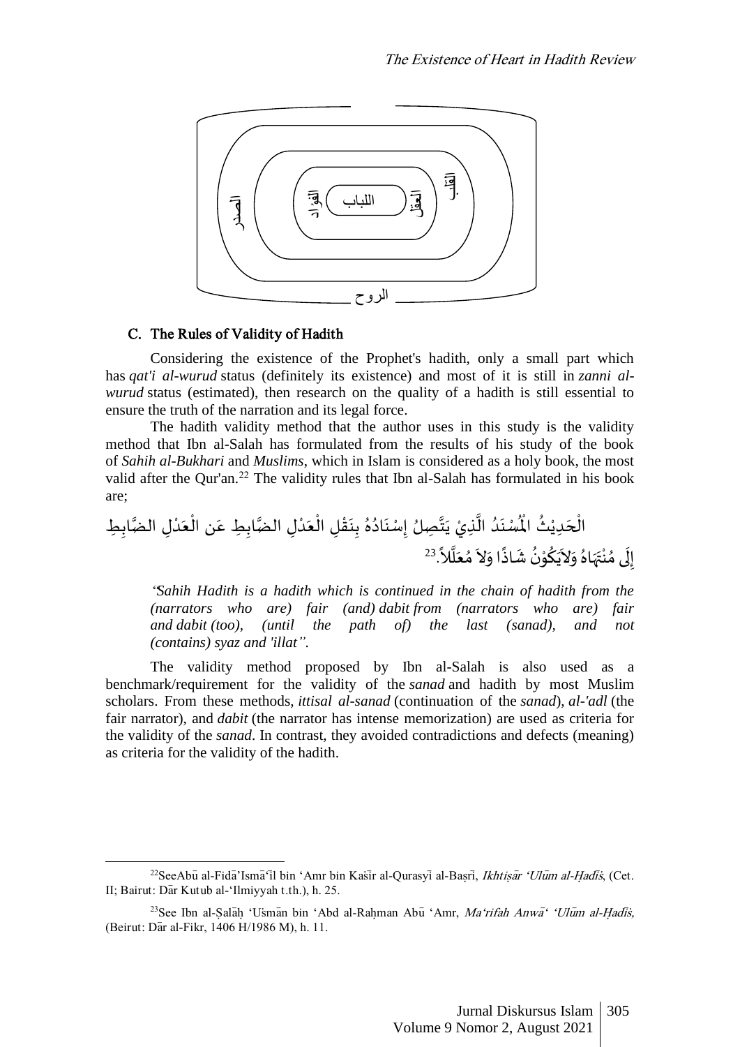الصدر القلب الفؤاد العقل اللباب الروح

## C. The Rules of Validity of Hadith

Considering the existence of the Prophet's hadith, only a small part which has *qat'i al-wurud* status (definitely its existence) and most of it is still in *zanni al-wurud* status (estimated), then research on the quality of a hadith is still essential to ensure the truth of the narration and its legal force.

The hadith validity method that the author uses in this study is the validity method that Ibn al-Salah has formulated from the results of his study of the book of *Sahih al-Bukhari* and *Muslims*, which in Islam is considered as a holy book, the most valid after the Qur'an.[22] The validity rules that Ibn al-Salah has formulated in his book are;

الْحَدِيْثُ الْمُسْنَدُ الَّذِيْ يَتَّصِلُ إِسْنَادُهُ بِنَقْلِ الْعَدْلِ الضَّابِطِ عَنِ الْعَدْلِ الضَّابِطِ إِلَى مُنْتَهَاهُ وَلاَيَكُوْنُ شَاذًا وَلاَ مُعَلَّلاً.[23]

*'Sahih Hadith is a hadith which is continued in the chain of hadith from the (narrators who are) fair (and) dabit from (narrators who are) fair and dabit (too), (until the path of) the last (sanad), and not (contains) syaz and 'illat''.*

The validity method proposed by Ibn al-Salah is also used as a benchmark/requirement for the validity of the *sanad* and hadith by most Muslim scholars. From these methods, *ittisal al-sanad* (continuation of the *sanad*), *al-'adl* (the fair narrator), and *dabit* (the narrator has intense memorization) are used as criteria for the validity of the *sanad*. In contrast, they avoided contradictions and defects (meaning) as criteria for the validity of the hadith.

---

[22]SeeAbū al-Fidā'Ismā'īl bin 'Amr bin Kašīr al-Qurasyī al-Baṣrī, *Ikhtiṣār 'Ulūm al-Ḥadīś*, (Cet. II; Bairut: Dār Kutub al-'Ilmiyyah t.th.), h. 25.

[23]See Ibn al-Ṣalāḥ 'Usmān bin 'Abd al-Raḥman Abū 'Amr, *Ma'rifah Anwā' 'Ulūm al-Ḥadīś*, (Beirut: Dār al-Fikr, 1406 H/1986 M), h. 11.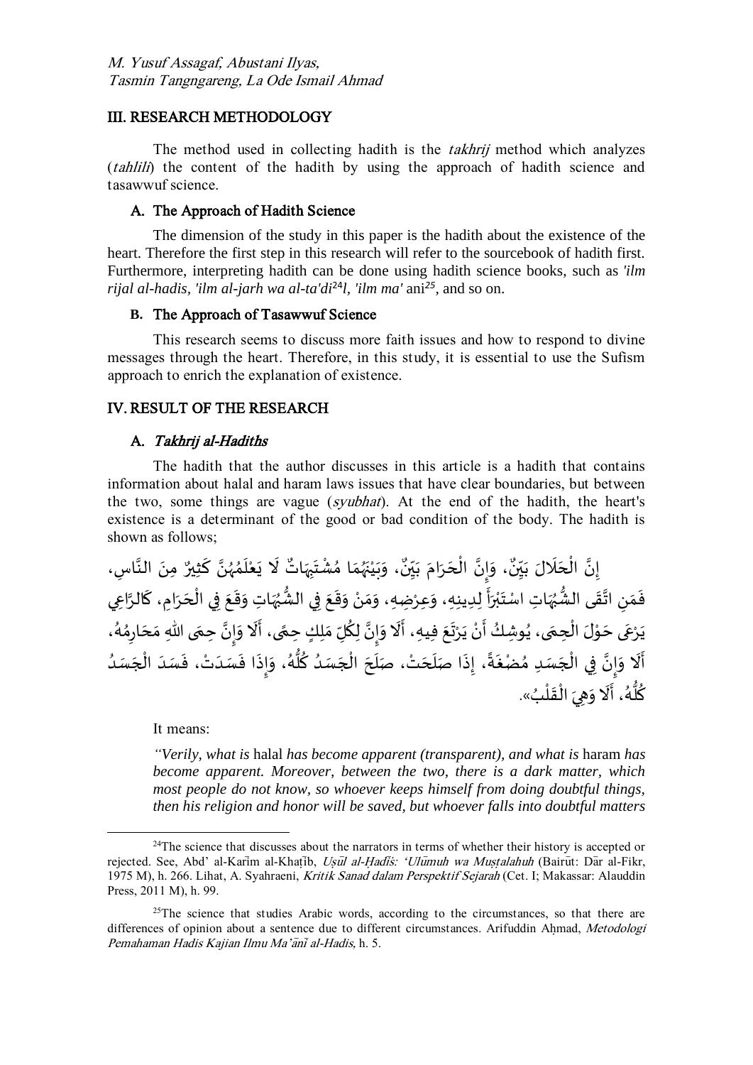## III. RESEARCH METHODOLOGY

The method used in collecting hadith is the *takhrij* method which analyzes (*tahlili*) the content of the hadith by using the approach of hadith science and tasawwuf science.

### A. The Approach of Hadith Science

The dimension of the study in this paper is the hadith about the existence of the heart. Therefore the first step in this research will refer to the sourcebook of hadith first. Furthermore, interpreting hadith can be done using hadith science books, such as *'ilm rijal al-hadis, 'ilm al-jarh wa al-ta'di*[24]*l, 'ilm ma'* ani[25], and so on.

### B. The Approach of Tasawwuf Science

This research seems to discuss more faith issues and how to respond to divine messages through the heart. Therefore, in this study, it is essential to use the Sufism approach to enrich the explanation of existence.

## IV. RESULT OF THE RESEARCH

### A. *Takhrij al-Hadiths*

The hadith that the author discusses in this article is a hadith that contains information about halal and haram laws issues that have clear boundaries, but between the two, some things are vague (*syubhat*). At the end of the hadith, the heart's existence is a determinant of the good or bad condition of the body. The hadith is shown as follows;

إِنَّ الْحَلَالَ بَيِّنٌ، وَإِنَّ الْحَرَامَ بَيِّنٌ، وَبَيْنَهُمَا مُشْتَبِهَاتٌ لَا يَعْلَمُهُنَّ كَثِيرٌ مِنَ النَّاسِ، فَمَنِ اتَّقَى الشُّبُهَاتِ اسْتَبْرَأَ لِدِينِهِ، وَعِرْضِهِ، وَمَنْ وَقَعَ فِي الشُّبُهَاتِ وَقَعَ فِي الْحَرَامِ، كَالرَّاعِي يَرْعَى حَوْلَ الْحِمَى، يُوشِكُ أَنْ يَرْتَعَ فِيهِ، أَلَا وَإِنَّ لِكُلِّ مَلِكٍ حِمًى، أَلَا وَإِنَّ حِمَى اللهِ مَحَارِمُهُ، أَلَا وَإِنَّ فِي الْجَسَدِ مُضْغَةً، إِذَا صَلَحَتْ، صَلَحَ الْجَسَدُ كُلُّهُ، وَإِذَا فَسَدَتْ، فَسَدَ الْجَسَدُ كُلُّهُ، أَلَا وَهِيَ الْقَلْبُ».

It means:

> *"Verily, what is* halal *has become apparent (transparent), and what is* haram *has become apparent. Moreover, between the two, there is a dark matter, which most people do not know, so whoever keeps himself from doing doubtful things, then his religion and honor will be saved, but whoever falls into doubtful matters*

---

[24] The science that discusses about the narrators in terms of whether their history is accepted or rejected. See, Abd' al-Karīm al-Khaṭīb, *Uṣūl al-Ḥadīs: 'Ulūmuh wa Muṣṭalahuh* (Bairūt: Dār al-Fikr, 1975 M), h. 266. Lihat, A. Syahraeni, *Kritik Sanad dalam Perspektif Sejarah* (Cet. I; Makassar: Alauddin Press, 2011 M), h. 99.

[25] The science that studies Arabic words, according to the circumstances, so that there are differences of opinion about a sentence due to different circumstances. Arifuddin Aḥmad, *Metodologi Pemahaman Hadis Kajian Ilmu Ma'ānī al-Hadis*, h. 5.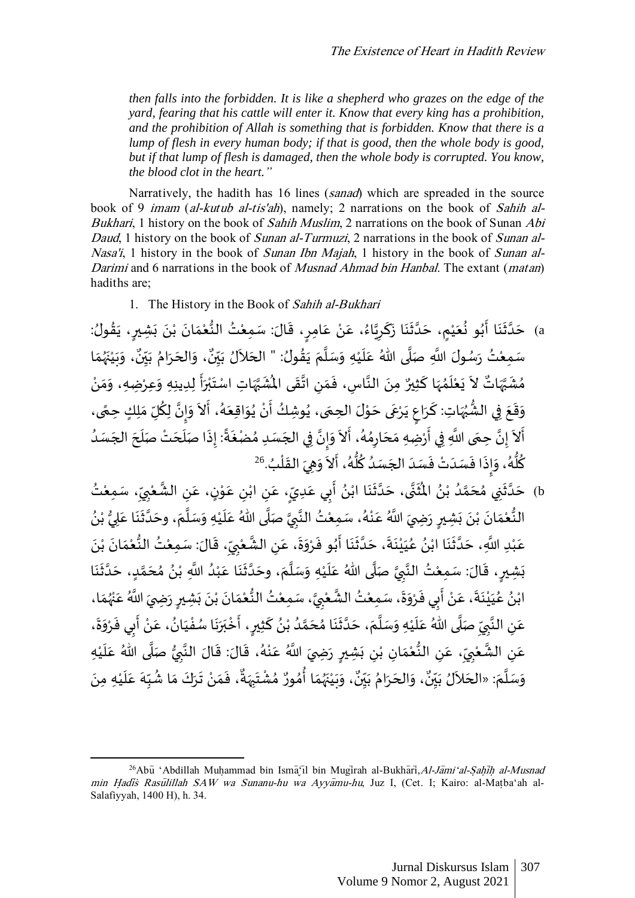*then falls into the forbidden. It is like a shepherd who grazes on the edge of the yard, fearing that his cattle will enter it. Know that every king has a prohibition, and the prohibition of Allah is something that is forbidden. Know that there is a lump of flesh in every human body; if that is good, then the whole body is good, but if that lump of flesh is damaged, then the whole body is corrupted. You know, the blood clot in the heart."*

Narratively, the hadith has 16 lines (*sanad*) which are spreaded in the source book of 9 *imam* (*al-kutub al-tis'ah*), namely; 2 narrations on the book of *Sahih al-Bukhari*, 1 history on the book of *Sahih Muslim*, 2 narrations on the book of Sunan *Abi Daud*, 1 history on the book of *Sunan al-Turmuzi*, 2 narrations in the book of *Sunan al-Nasa'i*, 1 history in the book of *Sunan Ibn Majah*, 1 history in the book of *Sunan al-Darimi* and 6 narrations in the book of *Musnad Ahmad bin Hanbal*. The extant (*matan*) hadiths are;

1. The History in the Book of *Sahih al-Bukhari*

a) حَدَّثَنَا أَبُو نُعَيْمٍ، حَدَّثَنَا زَكَرِيَّاءُ، عَنْ عَامِرٍ، قَالَ: سَمِعْتُ النُّعْمَانَ بْنَ بَشِيرٍ، يَقُولُ: سَمِعْتُ رَسُولَ اللَّهِ صَلَّى اللهُ عَلَيْهِ وَسَلَّمَ يَقُولُ: " الحَلاَلُ بَيِّنٌ، وَالحَرَامُ بَيِّنٌ، وَبَيْنَهُمَا مُشَبَّهَاتٌ لاَ يَعْلَمُهَا كَثِيرٌ مِنَ النَّاسِ، فَمَنِ اتَّقَى المُشَبَّهَاتِ اسْتَبْرَأَ لِدِينِهِ وَعِرْضِهِ، وَمَنْ وَقَعَ فِي الشُّبُهَاتِ: كَرَاعٍ يَرْعَى حَوْلَ الحِمَى، يُوشِكُ أَنْ يُوَاقِعَهُ، أَلاَ وَإِنَّ لِكُلِّ مَلِكٍ حِمًى، أَلاَ إِنَّ حِمَى اللَّهِ فِي أَرْضِهِ مَحَارِمُهُ، أَلاَ وَإِنَّ فِي الجَسَدِ مُضْغَةً: إِذَا صَلَحَتْ صَلَحَ الجَسَدُ كُلُّهُ، وَإِذَا فَسَدَتْ فَسَدَ الجَسَدُ كُلُّهُ، أَلاَ وَهِيَ القَلْبُ.[26]

b) حَدَّثَنِي مُحَمَّدُ بْنُ المُثَنَّى، حَدَّثَنَا ابْنُ أَبِي عَدِيٍّ، عَنِ ابْنِ عَوْنٍ، عَنِ الشَّعْبِيِّ، سَمِعْتُ النُّعْمَانَ بْنَ بَشِيرٍ رَضِيَ اللَّهُ عَنْهُ، سَمِعْتُ النَّبِيَّ صَلَّى اللهُ عَلَيْهِ وَسَلَّمَ، وحَدَّثَنَا عَلِيُّ بْنُ عَبْدِ اللَّهِ، حَدَّثَنَا ابْنُ عُيَيْنَةَ، حَدَّثَنَا أَبُو فَرْوَةَ، عَنِ الشَّعْبِيِّ، قَالَ: سَمِعْتُ النُّعْمَانَ بْنَ بَشِيرٍ، قَالَ: سَمِعْتُ النَّبِيَّ صَلَّى اللهُ عَلَيْهِ وَسَلَّمَ، وحَدَّثَنَا عَبْدُ اللَّهِ بْنُ مُحَمَّدٍ، حَدَّثَنَا ابْنُ عُيَيْنَةَ، عَنْ أَبِي فَرْوَةَ، سَمِعْتُ الشَّعْبِيَّ، سَمِعْتُ النُّعْمَانَ بْنَ بَشِيرٍ رَضِيَ اللَّهُ عَنْهُمَا، عَنِ النَّبِيِّ صَلَّى اللهُ عَلَيْهِ وَسَلَّمَ، حَدَّثَنَا مُحَمَّدُ بْنُ كَثِيرٍ، أَخْبَرَنَا سُفْيَانُ، عَنْ أَبِي فَرْوَةَ، عَنِ الشَّعْبِيِّ، عَنِ النُّعْمَانِ بْنِ بَشِيرٍ رَضِيَ اللَّهُ عَنْهُ، قَالَ: قَالَ النَّبِيُّ صَلَّى اللهُ عَلَيْهِ وَسَلَّمَ: «الحَلاَلُ بَيِّنٌ، وَالحَرَامُ بَيِّنٌ، وَبَيْنَهُمَا أُمُورٌ مُشْتَبِهَةٌ، فَمَنْ تَرَكَ مَا شُبِّهَ عَلَيْهِ مِنَ

---

[26] Abū 'Abdillah Muḥammad bin Ismā'īl bin Mugīrah al-Bukhārī, *Al-Jāmi'al-Ṣaḥīḥ al-Musnad min Ḥadīs Rasūlillah SAW wa Sunanu-hu wa Ayyāmu-hu*, Juz I, (Cet. I; Kairo: al-Maṭba'ah al-Salafiyyah, 1400 H), h. 34.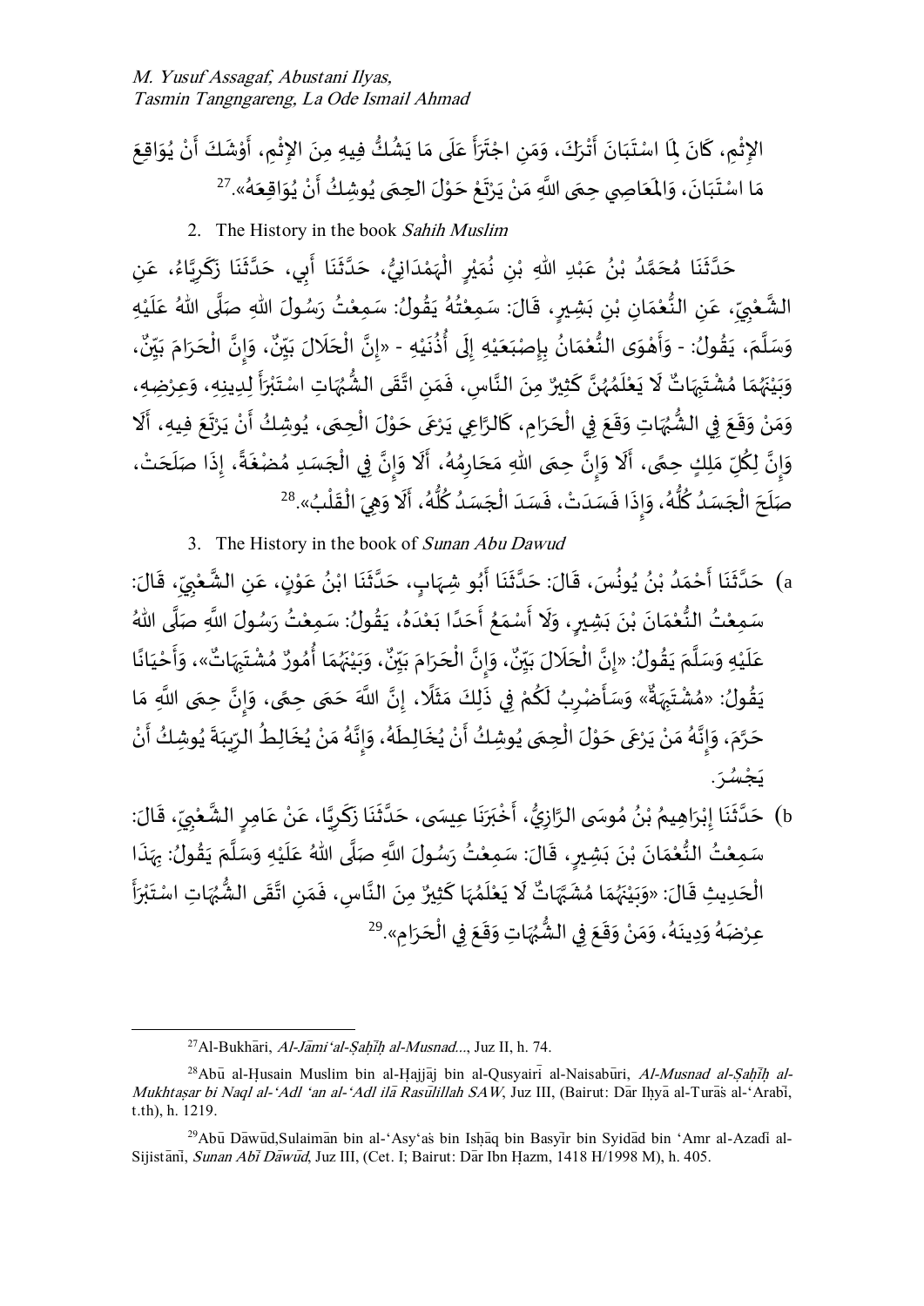الإِثْمِ، كَانَ لِمَا اسْتَبَانَ أَتْرَكَ، وَمَنِ اجْتَرَأَ عَلَى مَا يَشُكُّ فِيهِ مِنَ الإِثْمِ، أَوْشَكَ أَنْ يُوَاقِعَ مَا اسْتَبَانَ، وَالمَعَاصِي حِمَى اللَّهِ مَنْ يَرْتَعْ حَوْلَ الحِمَى يُوشِكُ أَنْ يُوَاقِعَهُ».[27]

2. The History in the book *Sahih Muslim*

حَدَّثَنَا مُحَمَّدُ بْنُ عَبْدِ اللهِ بْنِ نُمَيْرٍ الْهَمْدَانِيُّ، حَدَّثَنَا أَبِي، حَدَّثَنَا زَكَرِيَّاءُ، عَنِ الشَّعْبِيِّ، عَنِ النُّعْمَانِ بْنِ بَشِيرٍ، قَالَ: سَمِعْتُهُ يَقُولُ: سَمِعْتُ رَسُولَ اللهِ صَلَّى اللهُ عَلَيْهِ وَسَلَّمَ، يَقُولُ: - وَأَهْوَى النُّعْمَانُ بِإِصْبَعَيْهِ إِلَى أُذُنَيْهِ - «إِنَّ الْحَلَالَ بَيِّنٌ، وَإِنَّ الْحَرَامَ بَيِّنٌ، وَبَيْنَهُمَا مُشْتَبِهَاتٌ لَا يَعْلَمُهُنَّ كَثِيرٌ مِنَ النَّاسِ، فَمَنِ اتَّقَى الشُّبُهَاتِ اسْتَبْرَأَ لِدِينِهِ، وَعِرْضِهِ، وَمَنْ وَقَعَ فِي الشُّبُهَاتِ وَقَعَ فِي الْحَرَامِ، كَالرَّاعِي يَرْعَى حَوْلَ الْحِمَى، يُوشِكُ أَنْ يَرْتَعَ فِيهِ، أَلَا وَإِنَّ لِكُلِّ مَلِكٍ حِمًى، أَلَا وَإِنَّ حِمَى اللهِ مَحَارِمُهُ، أَلَا وَإِنَّ فِي الْجَسَدِ مُضْغَةً، إِذَا صَلَحَتْ، صَلَحَ الْجَسَدُ كُلُّهُ، وَإِذَا فَسَدَتْ، فَسَدَ الْجَسَدُ كُلُّهُ، أَلَا وَهِيَ الْقَلْبُ».[28]

3. The History in the book of *Sunan Abu Dawud*

a) حَدَّثَنَا أَحْمَدُ بْنُ يُونُسَ، قَالَ: حَدَّثَنَا أَبُو شِهَابٍ، حَدَّثَنَا ابْنُ عَوْنٍ، عَنِ الشَّعْبِيِّ، قَالَ: سَمِعْتُ النُّعْمَانَ بْنَ بَشِيرٍ، وَلَا أَسْمَعُ أَحَدًا بَعْدَهُ، يَقُولُ: سَمِعْتُ رَسُولَ اللَّهِ صَلَّى اللهُ عَلَيْهِ وَسَلَّمَ يَقُولُ: «إِنَّ الْحَلَالَ بَيِّنٌ، وَإِنَّ الْحَرَامَ بَيِّنٌ، وَبَيْنَهُمَا أُمُورٌ مُشْتَبِهَاتٌ»، وَأَحْيَانًا يَقُولُ: «مُشْتَبِهَةٌ» وَسَأَضْرِبُ لَكُمْ فِي ذَلِكَ مَثَلًا، إِنَّ اللَّهَ حَمَى حِمًى، وَإِنَّ حِمَى اللَّهِ مَا حَرَّمَ، وَإِنَّهُ مَنْ يَرْعَى حَوْلَ الْحِمَى يُوشِكُ أَنْ يُخَالِطَهُ، وَإِنَّهُ مَنْ يُخَالِطُ الرِّيبَةَ يُوشِكُ أَنْ يَجْسُرَ.

b) حَدَّثَنَا إِبْرَاهِيمُ بْنُ مُوسَى الرَّازِيُّ، أَخْبَرَنَا عِيسَى، حَدَّثَنَا زَكَرِيَّا، عَنْ عَامِرٍ الشَّعْبِيِّ، قَالَ: سَمِعْتُ النُّعْمَانَ بْنَ بَشِيرٍ، قَالَ: سَمِعْتُ رَسُولَ اللَّهِ صَلَّى اللهُ عَلَيْهِ وَسَلَّمَ يَقُولُ: بِهَذَا الْحَدِيثِ قَالَ: «وَبَيْنَهُمَا مُشَبَّهَاتٌ لَا يَعْلَمُهَا كَثِيرٌ مِنَ النَّاسِ، فَمَنِ اتَّقَى الشُّبُهَاتِ اسْتَبْرَأَ عِرْضَهُ وَدِينَهُ، وَمَنْ وَقَعَ فِي الشُّبُهَاتِ وَقَعَ فِي الْحَرَامِ».[29]

---

[27] Al-Bukhāri, *Al-Jāmi'al-Ṣaḥīḥ al-Musnad...*, Juz II, h. 74.

[28] Abū al-Ḥusain Muslim bin al-Ḥajjāj bin al-Qusyairī al-Naisabūri, *Al-Musnad al-Ṣaḥīḥ al-Mukhtaṣar bi Naql al-'Adl 'an al-'Adl ilā Rasūlillah SAW*, Juz III, (Bairut: Dār Ihyā al-Turās al-'Arabī, t.th), h. 1219.

[29] Abū Dāwūd,Sulaimān bin al-'Asy'as bin Isḥāq bin Basyīr bin Syidād bin 'Amr al-Azadī al-Sijistānī, *Sunan Abī Dāwūd*, Juz III, (Cet. I; Bairut: Dār Ibn Ḥazm, 1418 H/1998 M), h. 405.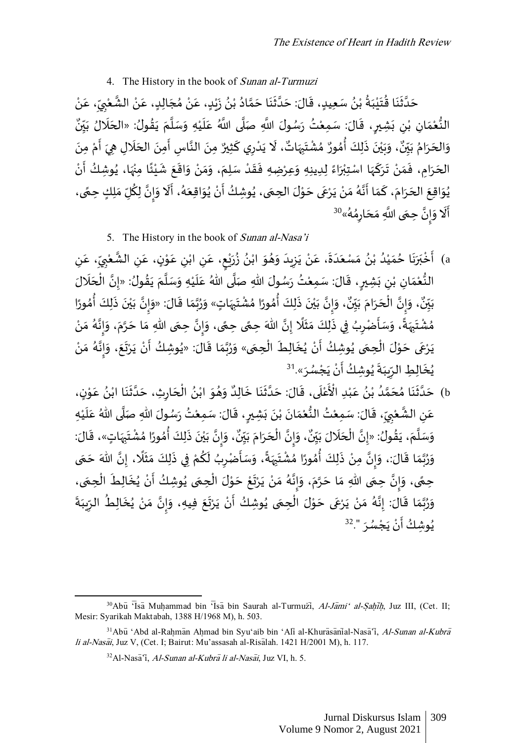4. The History in the book of *Sunan al-Turmuzi*

حَدَّثَنَا قُتَيْبَةُ بْنُ سَعِيدٍ، قَالَ: حَدَّثَنَا حَمَّادُ بْنُ زَيْدٍ، عَنْ مُجَالِدٍ، عَنْ الشَّعْبِيِّ، عَنْ النُّعْمَانِ بْنِ بَشِيرٍ، قَالَ: سَمِعْتُ رَسُولَ اللَّهِ صَلَّى اللَّهُ عَلَيْهِ وَسَلَّمَ يَقُولُ: «الحَلَالُ بَيِّنٌ وَالحَرَامُ بَيِّنٌ، وَبَيْنَ ذَلِكَ أُمُورٌ مُشْتَبِهَاتٌ، لَا يَدْرِي كَثِيرٌ مِنَ النَّاسِ أَمِنَ الحَلَالِ هِيَ أَمْ مِنَ الحَرَامِ، فَمَنْ تَرَكَهَا اسْتِبْرَاءً لِدِينِهِ وَعِرْضِهِ فَقَدْ سَلِمَ، وَمَنْ وَاقَعَ شَيْئًا مِنْهَا، يُوشِكُ أَنْ يُوَاقِعَ الحَرَامَ، كَمَا أَنَّهُ مَنْ يَرْعَى حَوْلَ الحِمَى، يُوشِكُ أَنْ يُوَاقِعَهُ، أَلَا وَإِنَّ لِكُلِّ مَلِكٍ حِمًى، أَلَا وَإِنَّ حِمَى اللَّهِ مَحَارِمُهُ»[30]

5. The History in the book of *Sunan al-Nasa'i*

a) أَخْبَرَنَا حُمَيْدُ بْنُ مَسْعَدَةَ، عَنْ يَزِيدَ وَهُوَ ابْنُ زُرَيْعٍ، عَنِ ابْنِ عَوْنٍ، عَنِ الشَّعْبِيِّ، عَنِ النُّعْمَانِ بْنِ بَشِيرٍ، قَالَ: سَمِعْتُ رَسُولَ اللهِ صَلَّى اللهُ عَلَيْهِ وَسَلَّمَ يَقُولُ: «إِنَّ الْحَلَالَ بَيِّنٌ، وَإِنَّ الْحَرَامَ بَيِّنٌ، وَإِنَّ بَيْنَ ذَلِكَ أُمُورًا مُشْتَبِهَاتٍ» وَرُبَّمَا قَالَ: «وَإِنَّ بَيْنَ ذَلِكَ أُمُورًا مُشْتَبِهَةً، وَسَأَضْرِبُ فِي ذَلِكَ مَثَلًا إِنَّ اللهَ حِمًى حِمًى، وَإِنَّ حِمَى اللهِ مَا حَرَّمَ، وَإِنَّهُ مَنْ يَرْعَى حَوْلَ الْحِمَى يُوشِكُ أَنْ يُخَالِطَ الْحِمَى» وَرُبَّمَا قَالَ: «يُوشِكُ أَنْ يَرْتَعَ، وَإِنَّهُ مَنْ يُخَالِطِ الرِّيبَةَ يُوشِكُ أَنْ يَجْسُرَ».[31]

b) حَدَّثَنَا مُحَمَّدُ بْنُ عَبْدِ الْأَعْلَى، قَالَ: حَدَّثَنَا خَالِدٌ وَهُوَ ابْنُ الْحَارِثِ، حَدَّثَنَا ابْنُ عَوْنٍ، عَنِ الشَّعْبِيِّ، قَالَ: سَمِعْتُ النُّعْمَانَ بْنَ بَشِيرٍ، قَالَ: سَمِعْتُ رَسُولَ اللهِ صَلَّى اللهُ عَلَيْهِ وَسَلَّمَ، يَقُولُ: «إِنَّ الْحَلَالَ بَيِّنٌ، وَإِنَّ الْحَرَامَ بَيِّنٌ، وَإِنَّ بَيْنَ ذَلِكَ أُمُورًا مُشْتَبِهَاتٍ»، قَالَ: وَرُبَّمَا قَالَ:، وَإِنَّ مِنْ ذَلِكَ أُمُورًا مُشْتَبِهَةً، وَسَأَضْرِبُ لَكُمْ فِي ذَلِكَ مَثَلًا، إِنَّ اللهَ حَمَى حِمًى، وَإِنَّ حِمَى اللهِ مَا حَرَّمَ، وَإِنَّهُ مَنْ يَرْتَعْ حَوْلَ الْحِمَى يُوشِكُ أَنْ يُخَالِطَ الْحِمَى، وَرُبَّمَا قَالَ: إِنَّهُ مَنْ يَرْعَى حَوْلَ الْحِمَى يُوشِكُ أَنْ يَرْتَعَ فِيهِ، وَإِنَّ مَنْ يُخَالِطُ الرِّيبَةَ يُوشِكُ أَنْ يَجْسُرَ ".[32]

---

[30] Abū ʿĪsā Muḥammad bin ʿĪsā bin Saurah al-Turmużī, *Al-Jāmi' al-Ṣaḥīḥ*, Juz III, (Cet. II; Mesir: Syarikah Maktabah, 1388 H/1968 M), h. 503.

[31] Abū 'Abd al-Raḥmān Aḥmad bin Syu'aib bin 'Alī bin Baḥr al-Khurāsānī al-Nasā'ī, *Al-Sunan al-Kubrā li al-Nasāi*, Juz V, (Cet. I; Bairut: Mu'assasah al-Risālah. 1421 H/2001 M), h. 117.

[32] Al-Nasā'ī, *Al-Sunan al-Kubrā li al-Nasāi*, Juz VI, h. 5.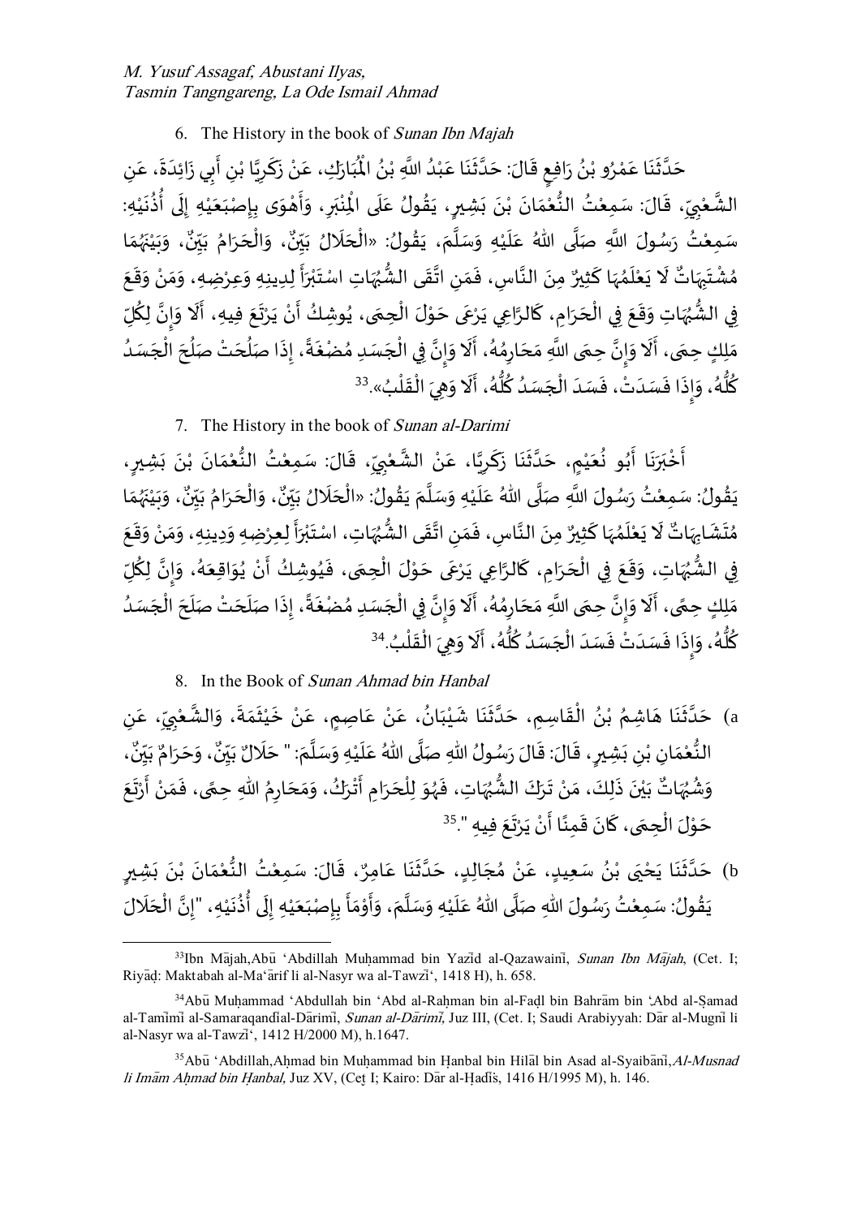6. The History in the book of *Sunan Ibn Majah*

حَدَّثَنَا عَمْرُو بْنُ رَافِعٍ قَالَ: حَدَّثَنَا عَبْدُ اللَّهِ بْنُ الْمُبَارَكِ، عَنْ زَكَرِيَّا بْنِ أَبِي زَائِدَةَ، عَنِ الشَّعْبِيِّ، قَالَ: سَمِعْتُ النُّعْمَانَ بْنَ بَشِيرٍ، يَقُولُ عَلَى الْمِنْبَرِ، وَأَهْوَى بِإِصْبَعَيْهِ إِلَى أُذُنَيْهِ: سَمِعْتُ رَسُولَ اللَّهِ صَلَّى اللهُ عَلَيْهِ وَسَلَّمَ، يَقُولُ: «الْحَلَالُ بَيِّنٌ، وَالْحَرَامُ بَيِّنٌ، وَبَيْنَهُمَا مُشْتَبِهَاتٌ لَا يَعْلَمُهَا كَثِيرٌ مِنَ النَّاسِ، فَمَنِ اتَّقَى الشُّبُهَاتِ اسْتَبْرَأَ لِدِينِهِ وَعِرْضِهِ، وَمَنْ وَقَعَ فِي الشُّبُهَاتِ وَقَعَ فِي الْحَرَامِ، كَالرَّاعِي يَرْعَى حَوْلَ الْحِمَى، يُوشِكُ أَنْ يَرْتَعَ فِيهِ، أَلَا وَإِنَّ لِكُلِّ مَلِكٍ حِمَى، أَلَا وَإِنَّ حِمَى اللَّهِ مَحَارِمُهُ، أَلَا وَإِنَّ فِي الْجَسَدِ مُضْغَةً، إِذَا صَلُحَتْ صَلُحَ الْجَسَدُ كُلُّهُ، وَإِذَا فَسَدَتْ، فَسَدَ الْجَسَدُ كُلُّهُ، أَلَا وَهِيَ الْقَلْبُ».[33]

7. The History in the book of *Sunan al-Darimi*

أَخْبَرَنَا أَبُو نُعَيْمٍ، حَدَّثَنَا زَكَرِيَّا، عَنْ الشَّعْبِيِّ، قَالَ: سَمِعْتُ النُّعْمَانَ بْنَ بَشِيرٍ، يَقُولُ: سَمِعْتُ رَسُولَ اللَّهِ صَلَّى اللهُ عَلَيْهِ وَسَلَّمَ يَقُولُ: «الْحَلَالُ بَيِّنٌ، وَالْحَرَامُ بَيِّنٌ، وَبَيْنَهُمَا مُتَشَابِهَاتٌ لَا يَعْلَمُهَا كَثِيرٌ مِنَ النَّاسِ، فَمَنِ اتَّقَى الشُّبُهَاتِ، اسْتَبْرَأَ لِعِرْضِهِ وَدِينِهِ، وَمَنْ وَقَعَ فِي الشُّبُهَاتِ، وَقَعَ فِي الْحَرَامِ، كَالرَّاعِي يَرْعَى حَوْلَ الْحِمَى، فَيُوشِكُ أَنْ يُوَاقِعَهُ، وَإِنَّ لِكُلِّ مَلِكٍ حِمًى، أَلَا وَإِنَّ حِمَى اللَّهِ مَحَارِمُهُ، أَلَا وَإِنَّ فِي الْجَسَدِ مُضْغَةً، إِذَا صَلَحَتْ صَلَحَ الْجَسَدُ كُلُّهُ، وَإِذَا فَسَدَتْ فَسَدَ الْجَسَدُ كُلُّهُ، أَلَا وَهِيَ الْقَلْبُ.[34]

8. In the Book of *Sunan Ahmad bin Hanbal*

a) حَدَّثَنَا هَاشِمُ بْنُ الْقَاسِمِ، حَدَّثَنَا شَيْبَانُ، عَنْ عَاصِمٍ، عَنْ خَيْثَمَةَ، وَالشَّعْبِيِّ، عَنِ النُّعْمَانِ بْنِ بَشِيرٍ، قَالَ: قَالَ رَسُولُ اللهِ صَلَّى اللهُ عَلَيْهِ وَسَلَّمَ: " حَلَالٌ بَيِّنٌ، وَحَرَامٌ بَيِّنٌ، وَشُبُهَاتٌ بَيْنَ ذَلِكَ، مَنْ تَرَكَ الشُّبُهَاتِ، فَهُوَ لِلْحَرَامِ أَتْرَكُ، وَمَحَارِمُ اللهِ حِمًى، فَمَنْ أَرْتَعَ حَوْلَ الْحِمَى، كَانَ قَمِنًا أَنْ يَرْتَعَ فِيهِ ".[35]

b) حَدَّثَنَا يَحْيَى بْنُ سَعِيدٍ، عَنْ مُجَالِدٍ، حَدَّثَنَا عَامِرٌ، قَالَ: سَمِعْتُ النُّعْمَانَ بْنَ بَشِيرٍ يَقُولُ: سَمِعْتُ رَسُولَ اللهِ صَلَّى اللهُ عَلَيْهِ وَسَلَّمَ، وَأَوْمَأَ بِإِصْبَعَيْهِ إِلَى أُذُنَيْهِ، "إِنَّ الْحَلَالَ

---

[33] Ibn Mājah, Abū ʻAbdillah Muḥammad bin Yazīd al-Qazawainī, *Sunan Ibn Mājah*, (Cet. I; Riyāḍ: Maktabah al-Maʻārif li al-Nasyr wa al-Tawzīʻ, 1418 H), h. 658.

[34] Abū Muḥammad ʻAbdullah bin ʻAbd al-Raḥman bin al-Faḍl bin Bahrām bin ʻAbd al-Ṣamad al-Tamīmī al-Samaraqandīal-Dārimī, *Sunan al-Dārimī,* Juz III, (Cet. I; Saudi Arabiyyah: Dār al-Mugnī li al-Nasyr wa al-Tawzīʻ, 1412 H/2000 M), h.1647.

[35] Abū ʻAbdillah,Aḥmad bin Muḥammad bin Ḥanbal bin Hilāl bin Asad al-Syaibānī,*Al-Musnad li Imām Aḥmad bin Ḥanbal,* Juz XV, (Cet I; Kairo: Dār al-Ḥadīs, 1416 H/1995 M), h. 146.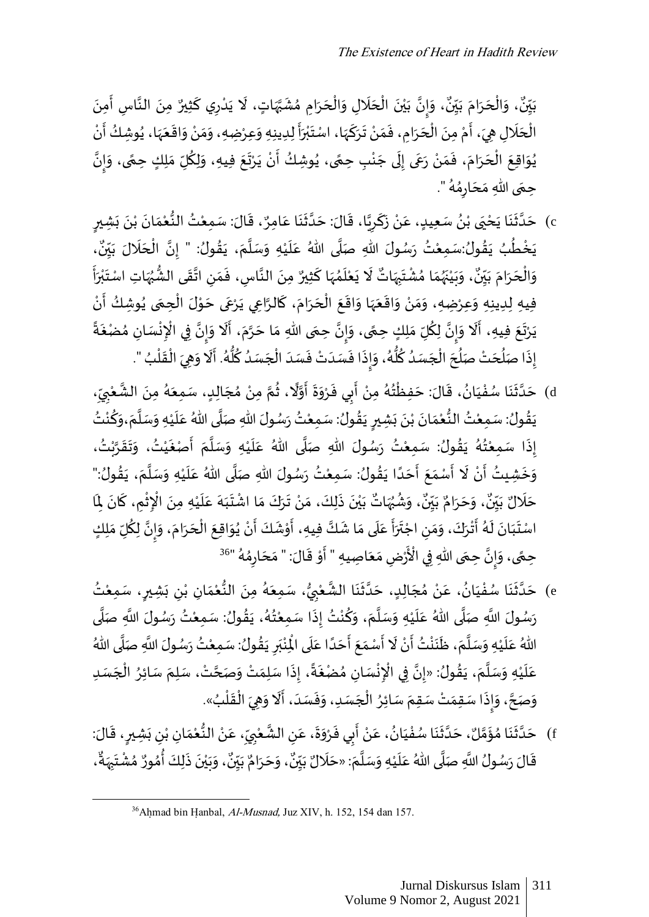بَيِّنٌ، وَالْحَرَامَ بَيِّنٌ، وَإِنَّ بَيْنَ الْحَلَالِ وَالْحَرَامِ مُشَبَّهَاتٍ، لَا يَدْرِي كَثِيرٌ مِنَ النَّاسِ أَمِنَ الْحَلَالِ هِيَ، أَمْ مِنَ الْحَرَامِ، فَمَنْ تَرَكَهَا، اسْتَبْرَأَ لِدِينِهِ وَعِرْضِهِ، وَمَنْ وَاقَعَهَا، يُوشِكُ أَنْ يُوَاقِعَ الْحَرَامَ، فَمَنْ رَعَى إِلَى جَنْبِ حِمًى، يُوشِكُ أَنْ يَرْتَعَ فِيهِ، وَلِكُلِّ مَلِكٍ حِمًى، وَإِنَّ حِمَى اللهِ مَحَارِمُهُ ".

c) حَدَّثَنَا يَحْيَى بْنُ سَعِيدٍ، عَنْ زَكَرِيَّا، قَالَ: حَدَّثَنَا عَامِرٌ، قَالَ: سَمِعْتُ النُّعْمَانَ بْنَ بَشِيرٍ يَخْطُبُ يَقُولُ:سَمِعْتُ رَسُولَ اللهِ صَلَّى اللهُ عَلَيْهِ وَسَلَّمَ، يَقُولُ: " إِنَّ الْحَلَالَ بَيِّنٌ، وَالْحَرَامَ بَيِّنٌ، وَبَيْنَهُمَا مُشْتَبِهَاتٌ لَا يَعْلَمُهَا كَثِيرٌ مِنَ النَّاسِ، فَمَنِ اتَّقَى الشُّبُهَاتِ اسْتَبْرَأَ فِيهِ لِدِينِهِ وَعِرْضِهِ، وَمَنْ وَاقَعَهَا وَاقَعَ الْحَرَامَ، كَالرَّاعِي يَرْعَى حَوْلَ الْحِمَى يُوشِكُ أَنْ يَرْتَعَ فِيهِ، أَلَا وَإِنَّ لِكُلِّ مَلِكٍ حِمًى، وَإِنَّ حِمَى اللهِ مَا حَرَّمَ، أَلَا وَإِنَّ فِي الْإِنْسَانِ مُضْغَةً إِذَا صَلُحَتْ صَلُحَ الْجَسَدُ كُلُّهُ، وَإِذَا فَسَدَتْ فَسَدَ الْجَسَدُ كُلُّهُ. أَلَا وَهِيَ الْقَلْبُ ".

d) حَدَّثَنَا سُفْيَانُ، قَالَ: حَفِظْتُهُ مِنْ أَبِي فَرْوَةَ أَوَّلًا، ثُمَّ مِنْ مُجَالِدٍ، سَمِعَهُ مِنَ الشَّعْبِيِّ، يَقُولُ: سَمِعْتُ النُّعْمَانَ بْنَ بَشِيرٍ يَقُولُ: سَمِعْتُ رَسُولَ اللهِ صَلَّى اللهُ عَلَيْهِ وَسَلَّمَ،وَكُنْتُ إِذَا سَمِعْتُهُ يَقُولُ: سَمِعْتُ رَسُولَ اللهِ صَلَّى اللهُ عَلَيْهِ وَسَلَّمَ أَصْغَيْتُ، وَتَقَرَّبْتُ، وَخَشِيتُ أَنْ لَا أَسْمَعَ أَحَدًا يَقُولُ: سَمِعْتُ رَسُولَ اللهِ صَلَّى اللهُ عَلَيْهِ وَسَلَّمَ، يَقُولُ:" حَلَالٌ بَيِّنٌ، وَحَرَامٌ بَيِّنٌ، وَشُبُهَاتٌ بَيْنَ ذَلِكَ، مَنْ تَرَكَ مَا اشْتَبَهَ عَلَيْهِ مِنَ الْإِثْمِ، كَانَ لِمَا اسْتَبَانَ لَهُ أَتْرَكَ، وَمَنِ اجْتَرَأَ عَلَى مَا شَكَّ فِيهِ، أَوْشَكَ أَنْ يُوَاقِعَ الْحَرَامَ، وَإِنَّ لِكُلِّ مَلِكٍ حِمًى، وَإِنَّ حِمَى اللهِ فِي الْأَرْضِ مَعَاصِيهِ " أَوْ قَالَ: " مَحَارِمُهُ "[36]

e) حَدَّثَنَا سُفْيَانُ، عَنْ مُجَالِدٍ، حَدَّثَنَا الشَّعْبِيُّ، سَمِعَهُ مِنَ النُّعْمَانِ بْنِ بَشِيرٍ، سَمِعْتُ رَسُولَ اللَّهِ صَلَّى اللهُ عَلَيْهِ وَسَلَّمَ، وَكُنْتُ إِذَا سَمِعْتُهُ، يَقُولُ: سَمِعْتُ رَسُولَ اللَّهِ صَلَّى اللهُ عَلَيْهِ وَسَلَّمَ، ظَنَنْتُ أَنْ لَا أَسْمَعَ أَحَدًا عَلَى الْمِنْبَرِ يَقُولُ: سَمِعْتُ رَسُولَ اللَّهِ صَلَّى اللهُ عَلَيْهِ وَسَلَّمَ، يَقُولُ: «إِنَّ فِي الْإِنْسَانِ مُضْغَةً، إِذَا سَلِمَتْ وَصَحَّتْ، سَلِمَ سَائِرُ الْجَسَدِ وَصَحَّ، وَإِذَا سَقِمَتْ سَقِمَ سَائِرُ الْجَسَدِ، وَفَسَدَ، أَلَا وَهِيَ الْقَلْبُ».

f) حَدَّثَنَا مُؤَمَّلٌ، حَدَّثَنَا سُفْيَانُ، عَنْ أَبِي فَرْوَةَ، عَنِ الشَّعْبِيِّ، عَنْ النُّعْمَانِ بْنِ بَشِيرٍ، قَالَ: قَالَ رَسُولُ اللَّهِ صَلَّى اللهُ عَلَيْهِ وَسَلَّمَ: «حَلَالٌ بَيِّنٌ، وَحَرَامٌ بَيِّنٌ، وَبَيْنَ ذَلِكَ أُمُورٌ مُشْتَبِهَةٌ،

---

[36] Aḥmad bin Ḥanbal, *Al-Musnad*, Juz XIV, h. 152, 154 dan 157.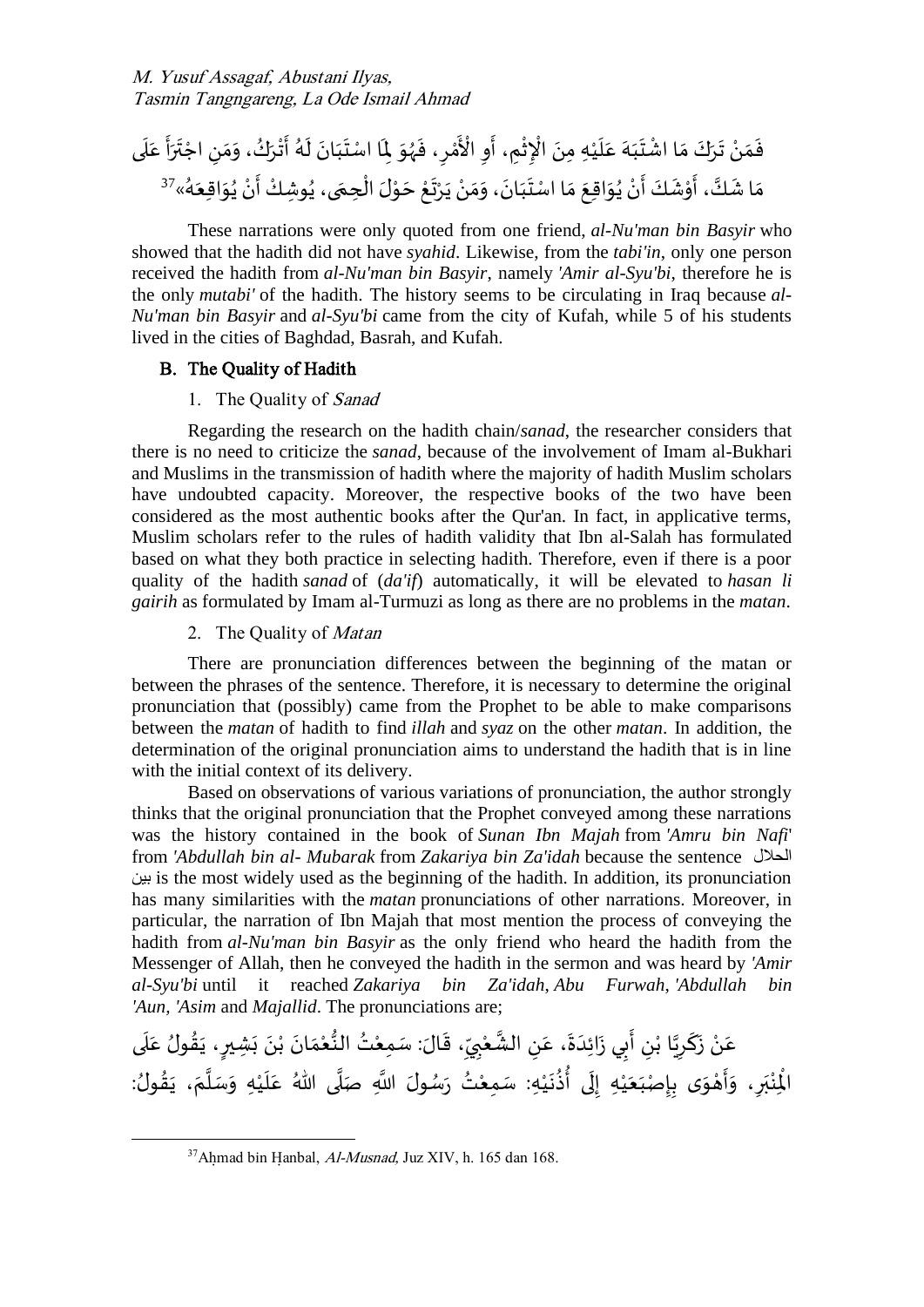فَمَنْ تَرَكَ مَا اشْتَبَهَ عَلَيْهِ مِنَ الْإِثْمِ، أَوِ الْأَمْرِ، فَهُوَ لِمَا اسْتَبَانَ لَهُ أَتْرَكُ، وَمَنِ اجْتَرَأَ عَلَى مَا شَكَّ، أَوْشَكَ أَنْ يُوَاقِعَ مَا اسْتَبَانَ، وَمَنْ يَرْتَعْ حَوْلَ الْحِمَى، يُوشِكْ أَنْ يُوَاقِعَهُ»[37]

These narrations were only quoted from one friend, *al-Nu'man bin Basyir* who showed that the hadith did not have *syahid*. Likewise, from the *tabi'in*, only one person received the hadith from *al-Nu'man bin Basyir*, namely *'Amir al-Syu'bi*, therefore he is the only *mutabi'* of the hadith. The history seems to be circulating in Iraq because *al-Nu'man bin Basyir* and *al-Syu'bi* came from the city of Kufah, while 5 of his students lived in the cities of Baghdad, Basrah, and Kufah.

## B. The Quality of Hadith

### 1. The Quality of *Sanad*

Regarding the research on the hadith chain/*sanad*, the researcher considers that there is no need to criticize the *sanad*, because of the involvement of Imam al-Bukhari and Muslims in the transmission of hadith where the majority of hadith Muslim scholars have undoubted capacity. Moreover, the respective books of the two have been considered as the most authentic books after the Qur'an. In fact, in applicative terms, Muslim scholars refer to the rules of hadith validity that Ibn al-Salah has formulated based on what they both practice in selecting hadith. Therefore, even if there is a poor quality of the hadith *sanad* of (*da'if*) automatically, it will be elevated to *hasan li gairih* as formulated by Imam al-Turmuzi as long as there are no problems in the *matan*.

### 2. The Quality of *Matan*

There are pronunciation differences between the beginning of the matan or between the phrases of the sentence. Therefore, it is necessary to determine the original pronunciation that (possibly) came from the Prophet to be able to make comparisons between the *matan* of hadith to find *illah* and *syaz* on the other *matan*. In addition, the determination of the original pronunciation aims to understand the hadith that is in line with the initial context of its delivery.

Based on observations of various variations of pronunciation, the author strongly thinks that the original pronunciation that the Prophet conveyed among these narrations was the history contained in the book of *Sunan Ibn Majah* from *'Amru bin Nafi'* from *'Abdullah bin al- Mubarak* from *Zakariya bin Za'idah* because the sentence الحلال بين is the most widely used as the beginning of the hadith. In addition, its pronunciation has many similarities with the *matan* pronunciations of other narrations. Moreover, in particular, the narration of Ibn Majah that most mention the process of conveying the hadith from *al-Nu'man bin Basyir* as the only friend who heard the hadith from the Messenger of Allah, then he conveyed the hadith in the sermon and was heard by *'Amir al-Syu'bi* until it reached *Zakariya bin Za'idah*, *Abu Furwah*, *'Abdullah bin 'Aun*, *'Asim* and *Majallid*. The pronunciations are;

عَنْ زَكَرِيَّا بْنِ أَبِي زَائِدَةَ، عَنِ الشَّعْبِيِّ، قَالَ: سَمِعْتُ النُّعْمَانَ بْنَ بَشِيرٍ، يَقُولُ عَلَى الْمِنْبَرِ، وَأَهْوَى بِإِصْبَعَيْهِ إِلَى أُذُنَيْهِ: سَمِعْتُ رَسُولَ اللَّهِ صَلَّى اللهُ عَلَيْهِ وَسَلَّمَ، يَقُولُ:

[37] Aḥmad bin Ḥanbal, *Al-Musnad*, Juz XIV, h. 165 dan 168.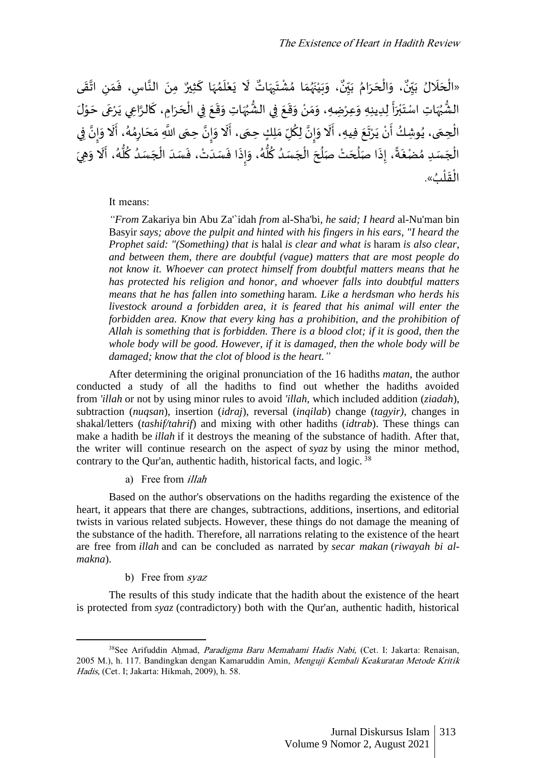«الْحَلَالُ بَيِّنٌ، وَالْحَرَامُ بَيِّنٌ، وَبَيْنَهُمَا مُشْتَبِهَاتٌ لَا يَعْلَمُهَا كَثِيرٌ مِنَ النَّاسِ، فَمَنِ اتَّقَى الشُّبُهَاتِ اسْتَبْرَأَ لِدِينِهِ وَعِرْضِهِ، وَمَنْ وَقَعَ فِي الشُّبُهَاتِ وَقَعَ فِي الْحَرَامِ، كَالرَّاعِي يَرْعَى حَوْلَ الْحِمَى، يُوشِكُ أَنْ يَرْتَعَ فِيهِ، أَلَا وَإِنَّ لِكُلِّ مَلِكٍ حِمًى، أَلَا وَإِنَّ حِمَى اللَّهِ مَحَارِمُهُ، أَلَا وَإِنَّ فِي الْجَسَدِ مُضْغَةً، إِذَا صَلُحَتْ صَلُحَ الْجَسَدُ كُلُّهُ، وَإِذَا فَسَدَتْ، فَسَدَ الْجَسَدُ كُلُّهُ، أَلَا وَهِيَ الْقَلْبُ».

It means:

> *"From* Zakariya bin Abu Za'`idah *from* al-Sha'bi, *he said; I heard* al-Nu'man bin Basyir *says; above the pulpit and hinted with his fingers in his ears, "I heard the Prophet said: "(Something) that is* halal *is clear and what is* haram *is also clear, and between them, there are doubtful (vague) matters that are most people do not know it. Whoever can protect himself from doubtful matters means that he has protected his religion and honor, and whoever falls into doubtful matters means that he has fallen into something* haram*. Like a herdsman who herds his livestock around a forbidden area, it is feared that his animal will enter the forbidden area. Know that every king has a prohibition, and the prohibition of Allah is something that is forbidden. There is a blood clot; if it is good, then the whole body will be good. However, if it is damaged, then the whole body will be damaged; know that the clot of blood is the heart."*

After determining the original pronunciation of the 16 hadiths *matan*, the author conducted a study of all the hadiths to find out whether the hadiths avoided from *'illah* or not by using minor rules to avoid *'illah*, which included addition (*ziadah*), subtraction (*nuqsan*), insertion (*idraj*), reversal (*inqilab*) change (*tagyir)*, changes in shakal/letters (*tashif/tahrif*) and mixing with other hadiths (*idtrab*). These things can make a hadith be *illah* if it destroys the meaning of the substance of hadith. After that, the writer will continue research on the aspect of *syaz* by using the minor method, contrary to the Qur'an, authentic hadith, historical facts, and logic. [38]

a) Free from *illah*

Based on the author's observations on the hadiths regarding the existence of the heart, it appears that there are changes, subtractions, additions, insertions, and editorial twists in various related subjects. However, these things do not damage the meaning of the substance of the hadith. Therefore, all narrations relating to the existence of the heart are free from *illah* and can be concluded as narrated by *secar makan* (*riwayah bi al-makna*).

b) Free from *syaz*

The results of this study indicate that the hadith about the existence of the heart is protected from *syaz* (contradictory) both with the Qur'an, authentic hadith, historical

---

[38] See Arifuddin Aḥmad, *Paradigma Baru Memahami Hadis Nabi,* (Cet. I: Jakarta: Renaisan, 2005 M.), h. 117. Bandingkan dengan Kamaruddin Amin, *Menguji Kembali Keakuratan Metode Kritik Hadis*, (Cet. I; Jakarta: Hikmah, 2009), h. 58.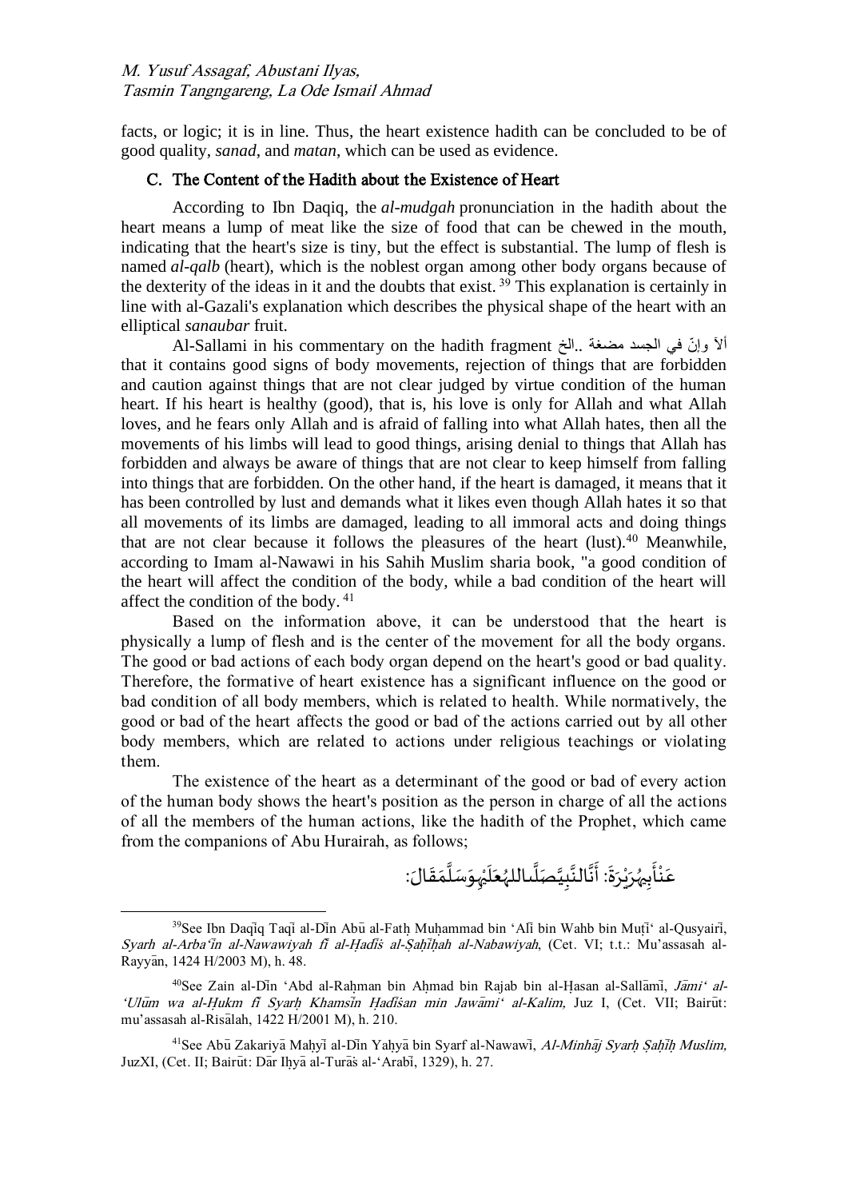facts, or logic; it is in line. Thus, the heart existence hadith can be concluded to be of good quality, *sanad*, and *matan*, which can be used as evidence.

### C. The Content of the Hadith about the Existence of Heart

According to Ibn Daqiq, the *al-mudgah* pronunciation in the hadith about the heart means a lump of meat like the size of food that can be chewed in the mouth, indicating that the heart's size is tiny, but the effect is substantial. The lump of flesh is named *al-qalb* (heart), which is the noblest organ among other body organs because of the dexterity of the ideas in it and the doubts that exist.[39] This explanation is certainly in line with al-Gazali's explanation which describes the physical shape of the heart with an elliptical *sanaubar* fruit.

Al-Sallami in his commentary on the hadith fragment ألاَ وإنّ في الجسد مضغة ..الخ that it contains good signs of body movements, rejection of things that are forbidden and caution against things that are not clear judged by virtue condition of the human heart. If his heart is healthy (good), that is, his love is only for Allah and what Allah loves, and he fears only Allah and is afraid of falling into what Allah hates, then all the movements of his limbs will lead to good things, arising denial to things that Allah has forbidden and always be aware of things that are not clear to keep himself from falling into things that are forbidden. On the other hand, if the heart is damaged, it means that it has been controlled by lust and demands what it likes even though Allah hates it so that all movements of its limbs are damaged, leading to all immoral acts and doing things that are not clear because it follows the pleasures of the heart (lust).[40] Meanwhile, according to Imam al-Nawawi in his Sahih Muslim sharia book, "a good condition of the heart will affect the condition of the body, while a bad condition of the heart will affect the condition of the body.[41]

Based on the information above, it can be understood that the heart is physically a lump of flesh and is the center of the movement for all the body organs. The good or bad actions of each body organ depend on the heart's good or bad quality. Therefore, the formative of heart existence has a significant influence on the good or bad condition of all body members, which is related to health. While normatively, the good or bad of the heart affects the good or bad of the actions carried out by all other body members, which are related to actions under religious teachings or violating them.

The existence of the heart as a determinant of the good or bad of every action of the human body shows the heart's position as the person in charge of all the actions of all the members of the human actions, like the hadith of the Prophet, which came from the companions of Abu Hurairah, as follows;

عَنْأَبِيهُرَيْرَةَ: أَنَّالنَّبِيَّصَلَّىاللهُعَلَيْهِوَسَلَّمَقَالَ:

---

[39]See Ibn Daqīq Taqī al-Dīn Abū al-Fatḥ Muḥammad bin ʻAlī bin Wahb bin Muṭīʻ al-Qusyairī, *Syarḥ al-Arbaʻīn al-Nawawiyah fī al-Ḥadīṡ al-Ṣaḥīḥah al-Nabawiyah*, (Cet. VI; t.t.: Mu'assasah al-Rayyān, 1424 H/2003 M), h. 48.

[40]See Zain al-Dīn ʻAbd al-Raḥman bin Aḥmad bin Rajab bin al-Ḥasan al-Sallāmī, *Jāmiʻ al-ʻUlūm wa al-Ḥukm fī Syarḥ Khamsīn Ḥadīṡan min Jawāmiʻ al-Kalim,* Juz I, (Cet. VII; Bairūt: mu'assasah al-Risālah, 1422 H/2001 M), h. 210.

[41]See Abū Zakariyā Maḥyī al-Dīn Yaḥyā bin Syarf al-Nawawī, *Al-Minhāj Syarḥ Ṣaḥīḥ Muslim,* JuzXI, (Cet. II; Bairūt: Dār Iḥyā al-Turāṡ al-ʻArabī, 1329), h. 27.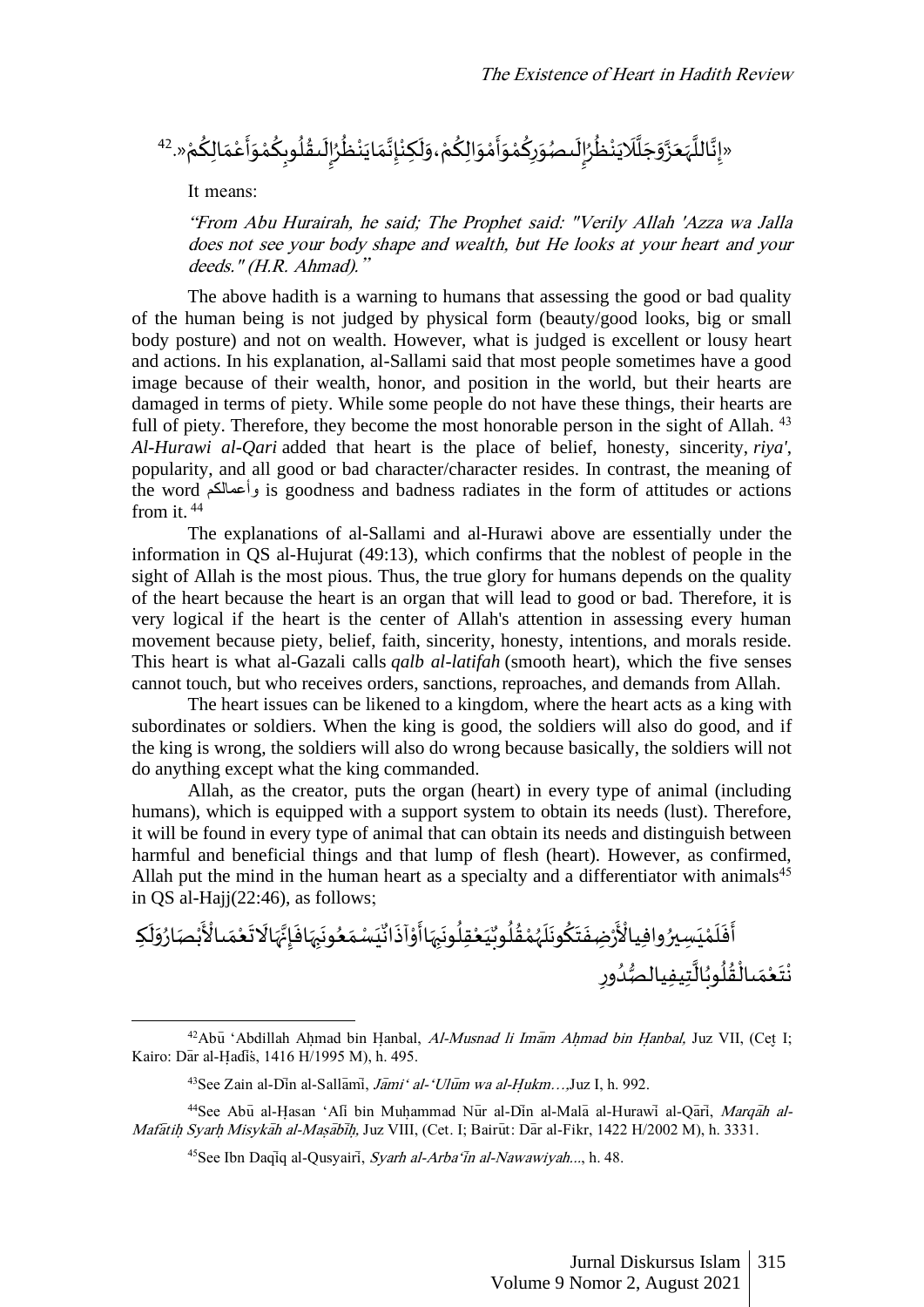«إِنَّاللَّهَعَزَّوَجَلَّلَايَنْظُرُإِلَىصُوَرِكُمْوَأَمْوَالِكُمْ،وَلَكِنْإِنَّمَايَنْظُرُإِلَىقُلُوبِكُمْوَأَعْمَالِكُمْ».[42]

It means:

> *"From Abu Hurairah, he said; The Prophet said: "Verily Allah 'Azza wa Jalla does not see your body shape and wealth, but He looks at your heart and your deeds." (H.R. Ahmad)."*

The above hadith is a warning to humans that assessing the good or bad quality of the human being is not judged by physical form (beauty/good looks, big or small body posture) and not on wealth. However, what is judged is excellent or lousy heart and actions. In his explanation, al-Sallami said that most people sometimes have a good image because of their wealth, honor, and position in the world, but their hearts are damaged in terms of piety. While some people do not have these things, their hearts are full of piety. Therefore, they become the most honorable person in the sight of Allah.[43] *Al-Hurawi al-Qari* added that heart is the place of belief, honesty, sincerity, *riya'*, popularity, and all good or bad character/character resides. In contrast, the meaning of the word وأعمالكم is goodness and badness radiates in the form of attitudes or actions from it.[44]

The explanations of al-Sallami and al-Hurawi above are essentially under the information in QS al-Hujurat (49:13), which confirms that the noblest of people in the sight of Allah is the most pious. Thus, the true glory for humans depends on the quality of the heart because the heart is an organ that will lead to good or bad. Therefore, it is very logical if the heart is the center of Allah's attention in assessing every human movement because piety, belief, faith, sincerity, honesty, intentions, and morals reside. This heart is what al-Gazali calls *qalb al-latifah* (smooth heart), which the five senses cannot touch, but who receives orders, sanctions, reproaches, and demands from Allah.

The heart issues can be likened to a kingdom, where the heart acts as a king with subordinates or soldiers. When the king is good, the soldiers will also do good, and if the king is wrong, the soldiers will also do wrong because basically, the soldiers will not do anything except what the king commanded.

Allah, as the creator, puts the organ (heart) in every type of animal (including humans), which is equipped with a support system to obtain its needs (lust). Therefore, it will be found in every type of animal that can obtain its needs and distinguish between harmful and beneficial things and that lump of flesh (heart). However, as confirmed, Allah put the mind in the human heart as a specialty and a differentiator with animals[45] in QS al-Hajj(22:46), as follows;

أَفَلَمْيَسِيرُوافِيالْأَرْضِفَتَكُونَلَهُمْقُلُوبٌيَعْقِلُونَبِهَاأَوْآذَانٌيَسْمَعُونَبِهَافَإِنَّهَالَاتَعْمَىالْأَبْصَارُوَلَكِنْتَعْمَىالْقُلُوبُالَّتِيفِيالصُّدُورِ

---

[42]Abū 'Abdillah Aḥmad bin Ḥanbal, *Al-Musnad li Imām Aḥmad bin Ḥanbal,* Juz VII, (Ceṭ I; Kairo: Dār al-Ḥadīṡ, 1416 H/1995 M), h. 495.

[43]See Zain al-Dīn al-Sallāmī, *Jāmi' al-'Ulūm wa al-Ḥukm…,*Juz I, h. 992.

[44]See Abū al-Ḥasan 'Alī bin Muḥammad Nūr al-Dīn al-Malā al-Hurawī al-Qārī, *Marqāh al-Mafātiḥ Syarḥ Misykāh al-Maṣābīḥ,* Juz VIII, (Cet. I; Bairūt: Dār al-Fikr, 1422 H/2002 M), h. 3331.

[45]See Ibn Daqīq al-Qusyairī, *Syarh al-Arba'īn al-Nawawiyah...*, h. 48.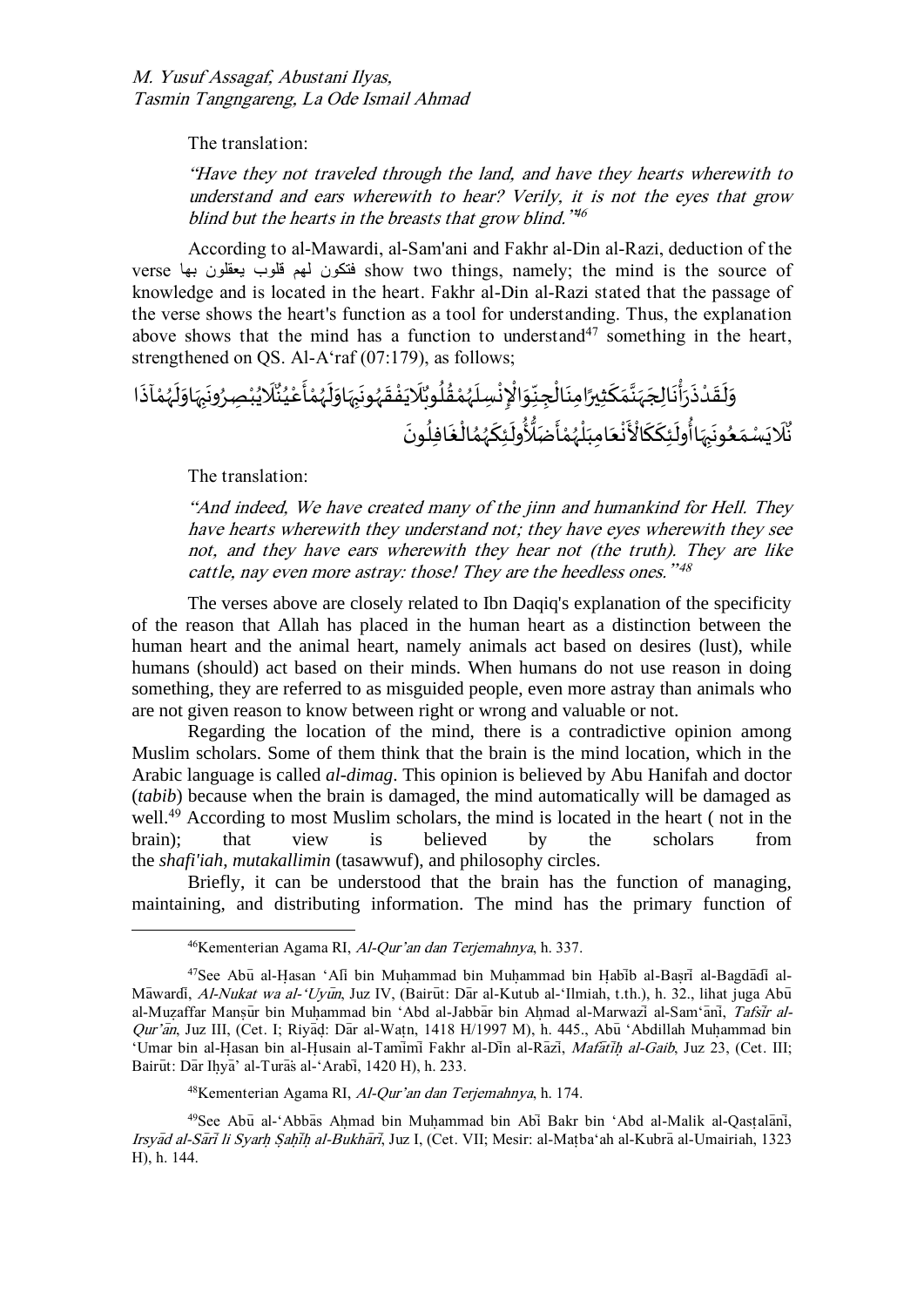The translation:

*"Have they not traveled through the land, and have they hearts wherewith to understand and ears wherewith to hear? Verily, it is not the eyes that grow blind but the hearts in the breasts that grow blind."*[46]

According to al-Mawardi, al-Sam'ani and Fakhr al-Din al-Razi, deduction of the verse فتكون لهم قلوب يعقلون بها show two things, namely; the mind is the source of knowledge and is located in the heart. Fakhr al-Din al-Razi stated that the passage of the verse shows the heart's function as a tool for understanding. Thus, the explanation above shows that the mind has a function to understand[47] something in the heart, strengthened on QS. Al-A'raf (07:179), as follows;

وَلَقَدْ ذَرَأْنَا لِجَهَنَّمَ كَثِيرًا مِنَ الْجِنِّ وَالْإِنْسِ لَهُمْ قُلُوبٌ لَا يَفْقَهُونَ بِهَا وَلَهُمْ أَعْيُنٌ لَا يُبْصِرُونَ بِهَا وَلَهُمْ آذَانٌ لَا يَسْمَعُونَ بِهَا أُولَئِكَ كَالْأَنْعَامِ بَلْ هُمْ أَضَلُّ أُولَئِكَ هُمُ الْغَافِلُونَ

The translation:

*"And indeed, We have created many of the jinn and humankind for Hell. They have hearts wherewith they understand not; they have eyes wherewith they see not, and they have ears wherewith they hear not (the truth). They are like cattle, nay even more astray: those! They are the heedless ones."*[48]

The verses above are closely related to Ibn Daqiq's explanation of the specificity of the reason that Allah has placed in the human heart as a distinction between the human heart and the animal heart, namely animals act based on desires (lust), while humans (should) act based on their minds. When humans do not use reason in doing something, they are referred to as misguided people, even more astray than animals who are not given reason to know between right or wrong and valuable or not.

Regarding the location of the mind, there is a contradictive opinion among Muslim scholars. Some of them think that the brain is the mind location, which in the Arabic language is called *al-dimag*. This opinion is believed by Abu Hanifah and doctor (*tabib*) because when the brain is damaged, the mind automatically will be damaged as well.[49] According to most Muslim scholars, the mind is located in the heart ( not in the brain); that view is believed by the scholars from the *shafi'iah*, *mutakallimin* (tasawwuf), and philosophy circles.

Briefly, it can be understood that the brain has the function of managing, maintaining, and distributing information. The mind has the primary function of

---

[46] Kementerian Agama RI, *Al-Qur'an dan Terjemahnya*, h. 337.

[47] See Abū al-Ḥasan 'Alī bin Muḥammad bin Muḥammad bin Ḥabīb al-Baṣrī al-Bagdādī al-Māwardī, *Al-Nukat wa al-'Uyūn*, Juz IV, (Bairūt: Dār al-Kutub al-'Ilmiah, t.th.), h. 32., lihat juga Abū al-Muẓaffar Manṣūr bin Muḥammad bin 'Abd al-Jabbār bin Aḥmad al-Marwazī al-Sam'ānī, *Tafsīr al-Qur'ān*, Juz III, (Cet. I; Riyāḍ: Dār al-Waṭn, 1418 H/1997 M), h. 445., Abū 'Abdillah Muḥammad bin 'Umar bin al-Ḥasan bin al-Ḥusain al-Tamīmī Fakhr al-Dīn al-Rāzī, *Mafātīḥ al-Gaib*, Juz 23, (Cet. III; Bairūt: Dār Iḥyā' al-Turāṡ al-'Arabī, 1420 H), h. 233.

[48] Kementerian Agama RI, *Al-Qur'an dan Terjemahnya*, h. 174.

[49] See Abū al-'Abbās Aḥmad bin Muḥammad bin Abī Bakr bin 'Abd al-Malik al-Qasṭalānī, *Irsyād al-Sārī li Syarḥ Ṣaḥīḥ al-Bukhārī*, Juz I, (Cet. VII; Mesir: al-Maṭba'ah al-Kubrā al-Umairiah, 1323 H), h. 144.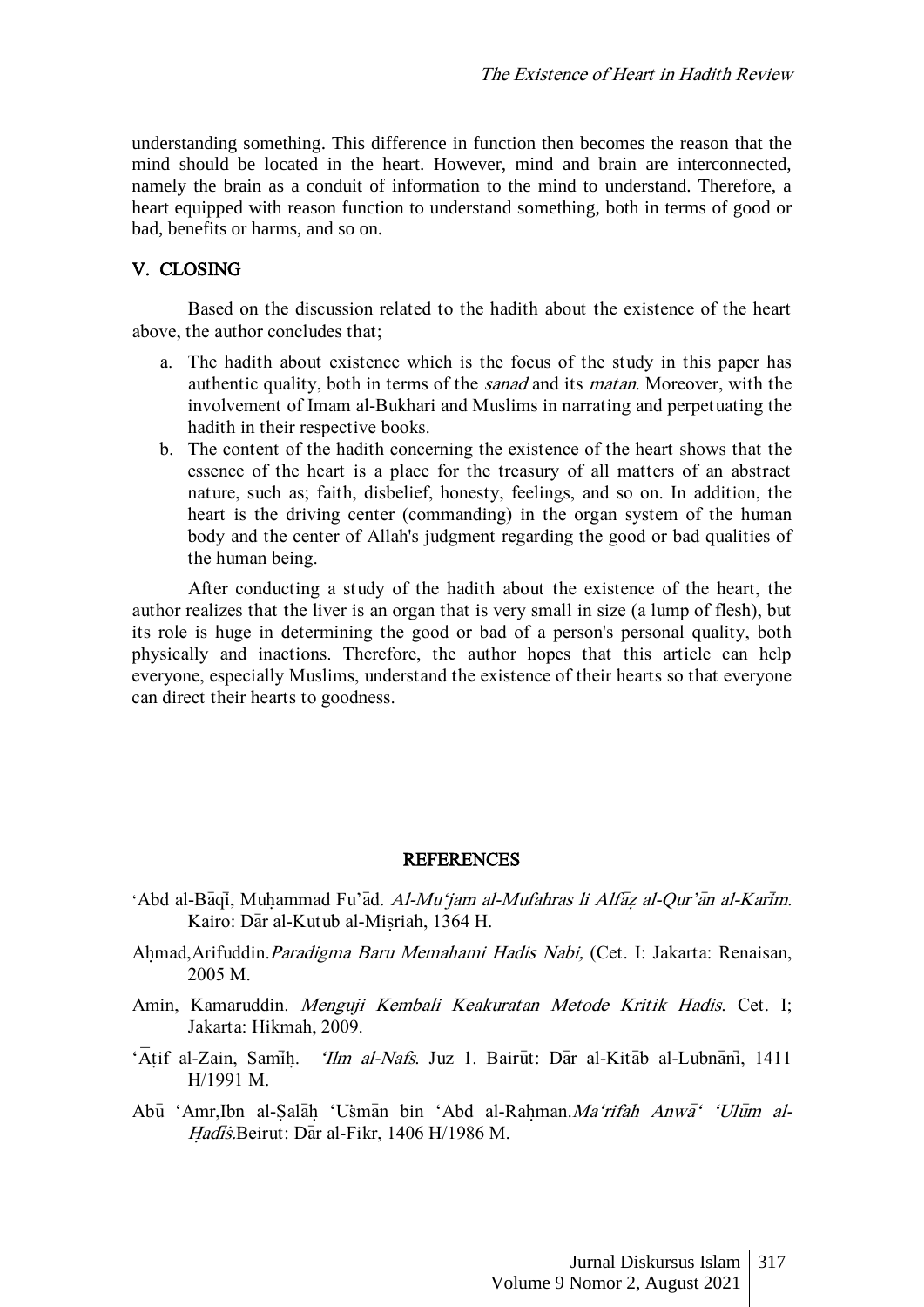understanding something. This difference in function then becomes the reason that the mind should be located in the heart. However, mind and brain are interconnected, namely the brain as a conduit of information to the mind to understand. Therefore, a heart equipped with reason function to understand something, both in terms of good or bad, benefits or harms, and so on.

## V. CLOSING

Based on the discussion related to the hadith about the existence of the heart above, the author concludes that;

a. The hadith about existence which is the focus of the study in this paper has authentic quality, both in terms of the *sanad* and its *matan*. Moreover, with the involvement of Imam al-Bukhari and Muslims in narrating and perpetuating the hadith in their respective books.
b. The content of the hadith concerning the existence of the heart shows that the essence of the heart is a place for the treasury of all matters of an abstract nature, such as; faith, disbelief, honesty, feelings, and so on. In addition, the heart is the driving center (commanding) in the organ system of the human body and the center of Allah's judgment regarding the good or bad qualities of the human being.

After conducting a study of the hadith about the existence of the heart, the author realizes that the liver is an organ that is very small in size (a lump of flesh), but its role is huge in determining the good or bad of a person's personal quality, both physically and inactions. Therefore, the author hopes that this article can help everyone, especially Muslims, understand the existence of their hearts so that everyone can direct their hearts to goodness.

## REFERENCES

ʻAbd al-Bāqī, Muḥammad Fu'ād. *Al-Mu'jam al-Mufahras li Alfāẓ al-Qur'ān al-Karīm.* Kairo: Dār al-Kutub al-Miṣriah, 1364 H.

Aḥmad,Arifuddin.*Paradigma Baru Memahami Hadis Nabi,* (Cet. I: Jakarta: Renaisan, 2005 M.

Amin, Kamaruddin. *Menguji Kembali Keakuratan Metode Kritik Hadis*. Cet. I; Jakarta: Hikmah, 2009.

'Āṭif al-Zain, Samīḥ. *'Ilm al-Nafs*. Juz 1. Bairūt: Dār al-Kitāb al-Lubnānī, 1411 H/1991 M.

Abū 'Amr,Ibn al-Ṣalāḥ 'Us̈mān bin 'Abd al-Raḥman.*Ma'rifah Anwā' 'Ulūm al-Ḥadīs̈*.Beirut: Dār al-Fikr, 1406 H/1986 M.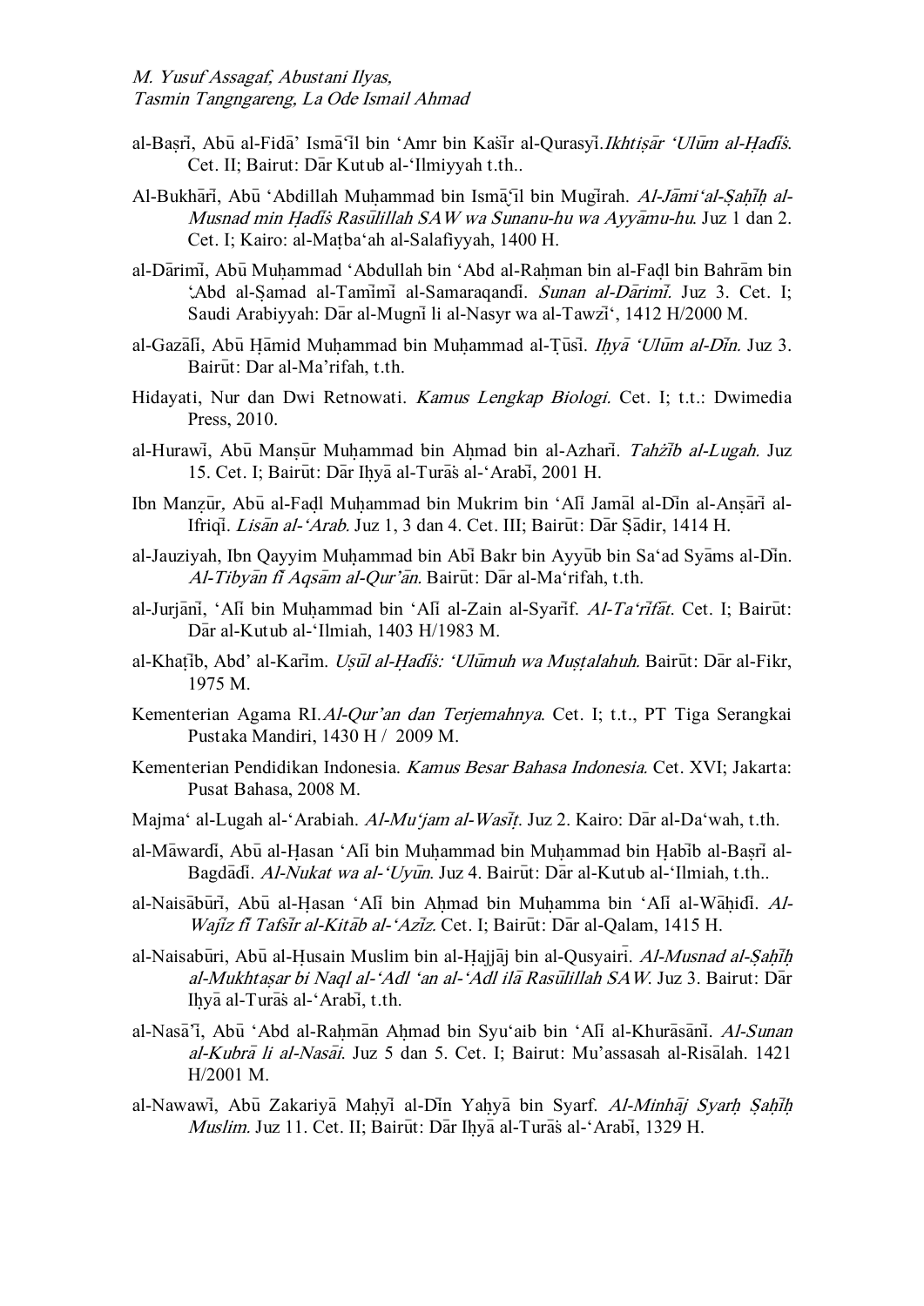al-Baṣri̅, Abū al-Fidā’ Ismā‘i̅l bin ‘Amr bin Kaṡi̅r al-Qurasyi̅. *Ikhtiṣār ‘Ulūm al-Ḥadi̅ṡ*. Cet. II; Bairut: Dār Kutub al-‘Ilmiyyah t.th..

Al-Bukhāri̅, Abū ‘Abdillah Muḥammad bin Ismā῾i̅l bin Mugi̅rah. *Al-Jāmi‘al-Ṣaḥi̅ḥ al-Musnad min Ḥadi̅ṡ Rasūlillah SAW wa Sunanu-hu wa Ayyāmu-hu*. Juz 1 dan 2. Cet. I; Kairo: al-Maṭba‘ah al-Salafiyyah, 1400 H.

al-Dārimi̅, Abū Muḥammad ‘Abdullah bin ‘Abd al-Raḥman bin al-Faḍl bin Bahrām bin ‘Abd al-Ṣamad al-Tami̅mi̅ al-Samaraqandi̅. *Sunan al-Dārimi̅*. Juz 3. Cet. I; Saudi Arabiyyah: Dār al-Mugni̅ li al-Nasyr wa al-Tawzi̅‘, 1412 H/2000 M.

al-Gazāli̅, Abū Ḥāmid Muḥammad bin Muḥammad al-Ṭūsi̅. *Iḥyā ‘Ulūm al-Di̅n*. Juz 3. Bairūt: Dar al-Ma’rifah, t.th.

Hidayati, Nur dan Dwi Retnowati. *Kamus Lengkap Biologi*. Cet. I; t.t.: Dwimedia Press, 2010.

al-Hurawi̅, Abū Manṣūr Muḥammad bin Aḥmad bin al-Azhari̅. *Tahżi̅b al-Lugah*. Juz 15. Cet. I; Bairūt: Dār Iḥyā al-Turāṡ al-‘Arabi̅, 2001 H.

Ibn Manẓūr, Abū al-Faḍl Muḥammad bin Mukrim bin ‘Ali̅ Jamāl al-Di̅n al-Anṣāri̅ al-Ifriqi̅. *Lisān al-‘Arab*. Juz 1, 3 dan 4. Cet. III; Bairūt: Dār Ṣādir, 1414 H.

al-Jauziyah, Ibn Qayyim Muḥammad bin Abi̅ Bakr bin Ayyūb bin Sa‘ad Syāms al-Di̅n. *Al-Tibyān fi̅ Aqsām al-Qur’ān*. Bairūt: Dār al-Ma‘rifah, t.th.

al-Jurjāni̅, ‘Ali̅ bin Muḥammad bin ‘Ali̅ al-Zain al-Syari̅f. *Al-Ta‘ri̅fāt*. Cet. I; Bairūt: Dār al-Kutub al-‘Ilmiah, 1403 H/1983 M.

al-Khaṭi̅b, Abd’ al-Kari̅m. *Uṣūl al-Ḥadi̅ṡ: ‘Ulūmuh wa Muṣṭalahuh*. Bairūt: Dār al-Fikr, 1975 M.

Kementerian Agama RI. *Al-Qur’an dan Terjemahnya*. Cet. I; t.t., PT Tiga Serangkai Pustaka Mandiri, 1430 H / 2009 M.

Kementerian Pendidikan Indonesia. *Kamus Besar Bahasa Indonesia*. Cet. XVI; Jakarta: Pusat Bahasa, 2008 M.

Majma‘ al-Lugah al-‘Arabiah. *Al-Mu‘jam al-Wasi̅ṭ*. Juz 2. Kairo: Dār al-Da‘wah, t.th.

al-Māwardi̅, Abū al-Ḥasan ‘Ali̅ bin Muḥammad bin Muḥammad bin Ḥabi̅b al-Baṣri̅ al-Bagdādi̅. *Al-Nukat wa al-‘Uyūn*. Juz 4. Bairūt: Dār al-Kutub al-‘Ilmiah, t.th..

al-Naisābūri̅, Abū al-Ḥasan ‘Ali̅ bin Aḥmad bin Muḥamma bin ‘Ali̅ al-Wāḥidi̅. *Al-Waji̅z fi̅ Tafsi̅r al-Kitāb al-‘Azi̅z*. Cet. I; Bairūt: Dār al-Qalam, 1415 H.

al-Naisabūri̅, Abū al-Ḥusain Muslim bin al-Ḥajjāj bin al-Qusyairi̅. *Al-Musnad al-Ṣaḥi̅ḥ al-Mukhtaṣar bi Naql al-‘Adl ‘an al-‘Adl ilā Rasūlillah SAW*. Juz 3. Bairut: Dār Iḥyā al-Turāṡ al-‘Arabi̅, t.th.

al-Nasā’i̅, Abū ‘Abd al-Raḥmān Aḥmad bin Syu‘aib bin ‘Ali̅ al-Khurāsāni̅. *Al-Sunan al-Kubrā li al-Nasāi̅*. Juz 5 dan 5. Cet. I; Bairut: Mu’assasah al-Risālah. 1421 H/2001 M.

al-Nawawi̅, Abū Zakariyā Maḥyi̅ al-Di̅n Yaḥyā bin Syarf. *Al-Minhāj Syarḥ Ṣaḥi̅ḥ Muslim*. Juz 11. Cet. II; Bairūt: Dār Iḥyā al-Turāṡ al-‘Arabi̅, 1329 H.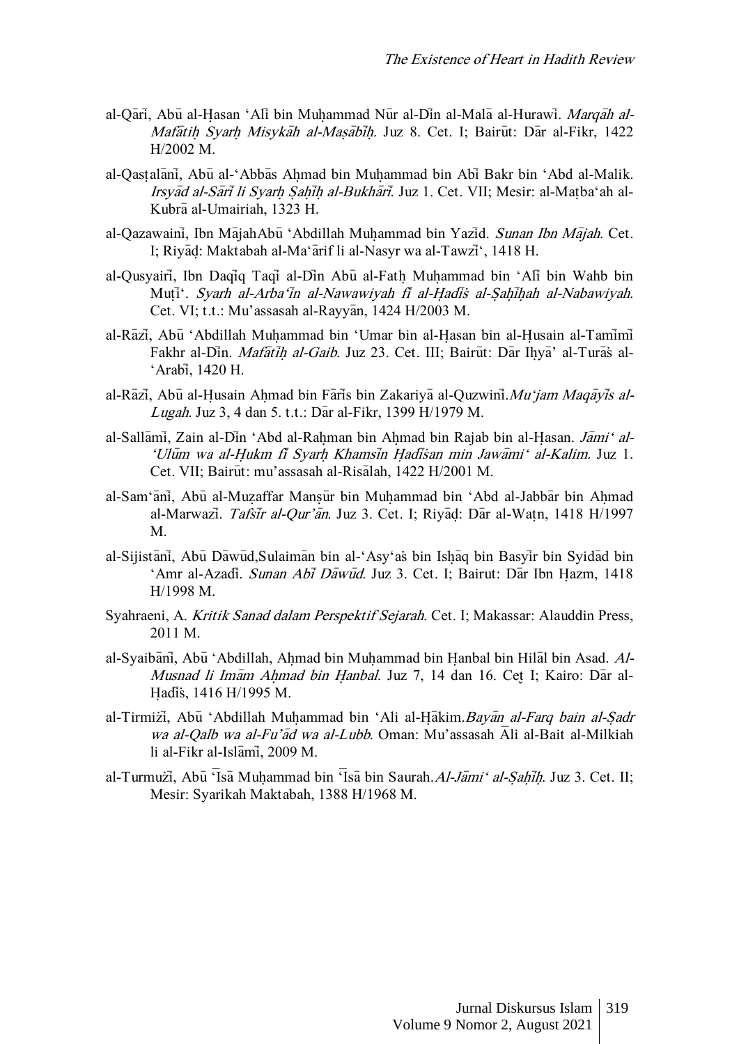al-Qārī, Abū al-Ḥasan ʻAlī bin Muḥammad Nūr al-Dīn al-Malā al-Hurawī. *Marqāh al-Mafātiḥ Syarḥ Misykāh al-Maṣābīḥ.* Juz 8. Cet. I; Bairūt: Dār al-Fikr, 1422 H/2002 M.

al-Qasṭalānī, Abū al-ʻAbbās Aḥmad bin Muḥammad bin Abī Bakr bin ʻAbd al-Malik. *Irsyād al-Sārī li Syarḥ Ṣaḥīḥ al-Bukhārī.* Juz 1. Cet. VII; Mesir: al-Maṭbaʻah al-Kubrā al-Umairiah, 1323 H.

al-Qazawainī, Ibn MājahAbū ʻAbdillah Muḥammad bin Yazīd. *Sunan Ibn Mājah.* Cet. I; Riyāḍ: Maktabah al-Maʻārif li al-Nasyr wa al-Tawzīʻ, 1418 H.

al-Qusyairī, Ibn Daqīq Taqī al-Dīn Abū al-Fatḥ Muḥammad bin ʻAlī bin Wahb bin Muṭīʻ. *Syarh al-Arbaʻīn al-Nawawiyah fī al-Ḥadīṡ al-Ṣaḥīḥah al-Nabawiyah.* Cet. VI; t.t.: Mu'assasah al-Rayyān, 1424 H/2003 M.

al-Rāzī, Abū ʻAbdillah Muḥammad bin ʻUmar bin al-Ḥasan bin al-Ḥusain al-Tamīmī Fakhr al-Dīn. *Mafātīḥ al-Gaib.* Juz 23. Cet. III; Bairūt: Dār Iḥyā' al-Turāṡ al-ʻArabī, 1420 H.

al-Rāzī, Abū al-Ḥusain Aḥmad bin Fāris bin Zakariyā al-Quzwinī. *Muʻjam Maqāyīs al-Lugah.* Juz 3, 4 dan 5. t.t.: Dār al-Fikr, 1399 H/1979 M.

al-Sallāmī, Zain al-Dīn ʻAbd al-Raḥman bin Aḥmad bin Rajab bin al-Ḥasan. *Jāmiʻ al-ʻUlūm wa al-Ḥukm fī Syarḥ Khamsīn Ḥadīṡan min Jawāmiʻ al-Kalim.* Juz 1. Cet. VII; Bairūt: mu'assasah al-Risālah, 1422 H/2001 M.

al-Samʻānī, Abū al-Muẓaffar Manṣūr bin Muḥammad bin ʻAbd al-Jabbār bin Aḥmad al-Marwazī. *Tafsīr al-Qur'ān.* Juz 3. Cet. I; Riyāḍ: Dār al-Waṭn, 1418 H/1997 M.

al-Sijistānī, Abū Dāwūd,Sulaimān bin al-ʻAsyʻaṡ bin Isḥāq bin Basyīr bin Syidād bin ʻAmr al-Azadī. *Sunan Abī Dāwūd.* Juz 3. Cet. I; Bairut: Dār Ibn Ḥazm, 1418 H/1998 M.

Syahraeni, A. *Kritik Sanad dalam Perspektif Sejarah.* Cet. I; Makassar: Alauddin Press, 2011 M.

al-Syaibānī, Abū ʻAbdillah, Aḥmad bin Muḥammad bin Ḥanbal bin Hilāl bin Asad. *Al-Musnad li Imām Aḥmad bin Ḥanbal.* Juz 7, 14 dan 16. Ceṭ I; Kairo: Dār al-Ḥadīṡ, 1416 H/1995 M.

al-Tirmiżī, Abū ʻAbdillah Muḥammad bin ʻAli al-Ḥākim.*Bayān al-Farq bain al-Ṣadr wa al-Qalb wa al-Fu'ād wa al-Lubb.* Oman: Mu'assasah Āli al-Bait al-Milkiah li al-Fikr al-Islāmī, 2009 M.

al-Turmużī, Abū ʻĪsā Muḥammad bin ʻĪsā bin Saurah.*Al-Jāmiʻ al-Ṣaḥīḥ.* Juz 3. Cet. II; Mesir: Syarikah Maktabah, 1388 H/1968 M.